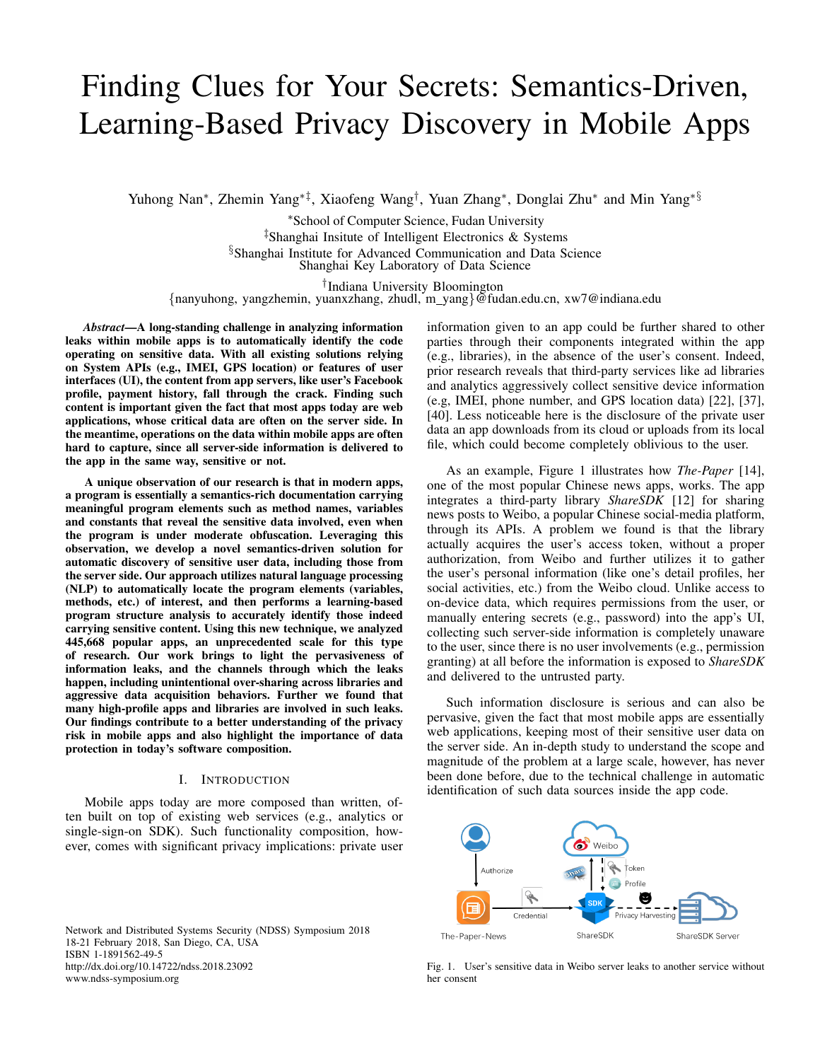# Finding Clues for Your Secrets: Semantics-Driven, Learning-Based Privacy Discovery in Mobile Apps

Yuhong Nan*, Zhemin Yang*‡, Xiaofeng Wang†, Yuan Zhang*, Donglai Zhu* and Min Yang*§

*School of Computer Science, Fudan University
‡Shanghai Insitute of Intelligent Electronics & Systems
§Shanghai Institute for Advanced Communication and Data Science
Shanghai Key Laboratory of Data Science
†Indiana University Bloomington
{nanyuhong, yangzhemin, yuanxzhang, zhudl, m_yang}@fudan.edu.cn, xw7@indiana.edu

***Abstract*—A long-standing challenge in analyzing information leaks within mobile apps is to automatically identify the code operating on sensitive data. With all existing solutions relying on System APIs (e.g., IMEI, GPS location) or features of user interfaces (UI), the content from app servers, like user's Facebook profile, payment history, fall through the crack. Finding such content is important given the fact that most apps today are web applications, whose critical data are often on the server side. In the meantime, operations on the data within mobile apps are often hard to capture, since all server-side information is delivered to the app in the same way, sensitive or not.**

**A unique observation of our research is that in modern apps, a program is essentially a semantics-rich documentation carrying meaningful program elements such as method names, variables and constants that reveal the sensitive data involved, even when the program is under moderate obfuscation. Leveraging this observation, we develop a novel semantics-driven solution for automatic discovery of sensitive user data, including those from the server side. Our approach utilizes natural language processing (NLP) to automatically locate the program elements (variables, methods, etc.) of interest, and then performs a learning-based program structure analysis to accurately identify those indeed carrying sensitive content. Using this new technique, we analyzed 445,668 popular apps, an unprecedented scale for this type of research. Our work brings to light the pervasiveness of information leaks, and the channels through which the leaks happen, including unintentional over-sharing across libraries and aggressive data acquisition behaviors. Further we found that many high-profile apps and libraries are involved in such leaks. Our findings contribute to a better understanding of the privacy risk in mobile apps and also highlight the importance of data protection in today's software composition.**

## I. Introduction

Mobile apps today are more composed than written, often built on top of existing web services (e.g., analytics or single-sign-on SDK). Such functionality composition, however, comes with significant privacy implications: private user information given to an app could be further shared to other parties through their components integrated within the app (e.g., libraries), in the absence of the user's consent. Indeed, prior research reveals that third-party services like ad libraries and analytics aggressively collect sensitive device information (e.g, IMEI, phone number, and GPS location data) [22], [37], [40]. Less noticeable here is the disclosure of the private user data an app downloads from its cloud or uploads from its local file, which could become completely oblivious to the user.

As an example, Figure 1 illustrates how *The-Paper* [14], one of the most popular Chinese news apps, works. The app integrates a third-party library *ShareSDK* [12] for sharing news posts to Weibo, a popular Chinese social-media platform, through its APIs. A problem we found is that the library actually acquires the user's access token, without a proper authorization, from Weibo and further utilizes it to gather the user's personal information (like one's detail profiles, her social activities, etc.) from the Weibo cloud. Unlike access to on-device data, which requires permissions from the user, or manually entering secrets (e.g., password) into the app's UI, collecting such server-side information is completely unaware to the user, since there is no user involvements (e.g., permission granting) at all before the information is exposed to *ShareSDK* and delivered to the untrusted party.

Such information disclosure is serious and can also be pervasive, given the fact that most mobile apps are essentially web applications, keeping most of their sensitive user data on the server side. An in-depth study to understand the scope and magnitude of the problem at a large scale, however, has never been done before, due to the technical challenge in automatic identification of such data sources inside the app code.

Fig. 1. User's sensitive data in Weibo server leaks to another service without her consent

Network and Distributed Systems Security (NDSS) Symposium 2018
18-21 February 2018, San Diego, CA, USA
ISBN 1-1891562-49-5
http://dx.doi.org/10.14722/ndss.2018.23092
www.ndss-symposium.org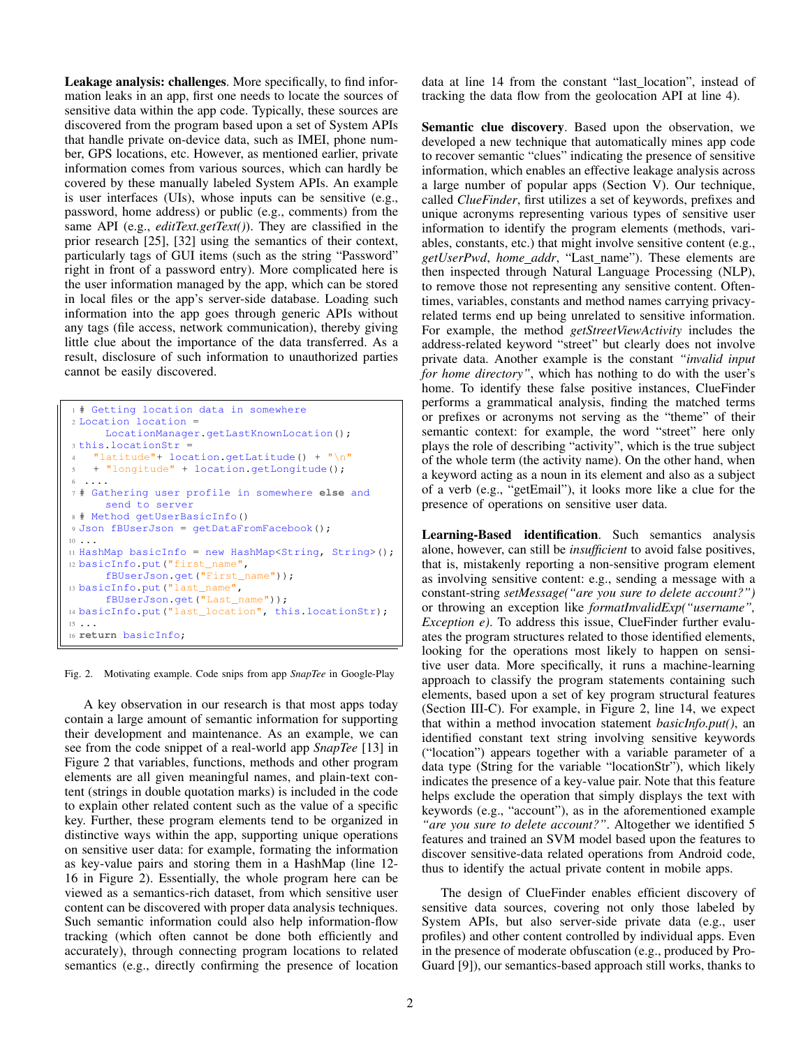**Leakage analysis: challenges**. More specifically, to find information leaks in an app, first one needs to locate the sources of sensitive data within the app code. Typically, these sources are discovered from the program based upon a set of System APIs that handle private on-device data, such as IMEI, phone number, GPS locations, etc. However, as mentioned earlier, private information comes from various sources, which can hardly be covered by these manually labeled System APIs. An example is user interfaces (UIs), whose inputs can be sensitive (e.g., password, home address) or public (e.g., comments) from the same API (e.g., *editText.getText()*). They are classified in the prior research [25], [32] using the semantics of their context, particularly tags of GUI items (such as the string "Password" right in front of a password entry). More complicated here is the user information managed by the app, which can be stored in local files or the app's server-side database. Loading such information into the app goes through generic APIs without any tags (file access, network communication), thereby giving little clue about the importance of the data transferred. As a result, disclosure of such information to unauthorized parties cannot be easily discovered.

```
1 # Getting location data in somewhere
2 Location location =
      LocationManager.getLastKnownLocation();
3 this.locationStr =
4   "latitude"+ location.getLatitude() + "\n"
5   + "longitude" + location.getLongitude();
6  ....
7 # Gathering user profile in somewhere else and
      send to server
8 # Method getUserBasicInfo()
9 Json fBUserJson = getDataFromFacebook();
10 ...
11 HashMap basicInfo = new HashMap<String, String>();
12 basicInfo.put("first_name",
      fBUserJson.get("First_name"));
13 basicInfo.put("last_name",
      fBUserJson.get("Last_name"));
14 basicInfo.put("last_location", this.locationStr);
15 ...
16 return basicInfo;
```

Fig. 2. Motivating example. Code snips from app *SnapTee* in Google-Play

A key observation in our research is that most apps today contain a large amount of semantic information for supporting their development and maintenance. As an example, we can see from the code snippet of a real-world app *SnapTee* [13] in Figure 2 that variables, functions, methods and other program elements are all given meaningful names, and plain-text content (strings in double quotation marks) is included in the code to explain other related content such as the value of a specific key. Further, these program elements tend to be organized in distinctive ways within the app, supporting unique operations on sensitive user data: for example, formating the information as key-value pairs and storing them in a HashMap (line 12-16 in Figure 2). Essentially, the whole program here can be viewed as a semantics-rich dataset, from which sensitive user content can be discovered with proper data analysis techniques. Such semantic information could also help information-flow tracking (which often cannot be done both efficiently and accurately), through connecting program locations to related semantics (e.g., directly confirming the presence of location data at line 14 from the constant "last_location", instead of tracking the data flow from the geolocation API at line 4).

**Semantic clue discovery**. Based upon the observation, we developed a new technique that automatically mines app code to recover semantic "clues" indicating the presence of sensitive information, which enables an effective leakage analysis across a large number of popular apps (Section V). Our technique, called *ClueFinder*, first utilizes a set of keywords, prefixes and unique acronyms representing various types of sensitive user information to identify the program elements (methods, variables, constants, etc.) that might involve sensitive content (e.g., *getUserPwd*, *home_addr*, "Last_name"). These elements are then inspected through Natural Language Processing (NLP), to remove those not representing any sensitive content. Oftentimes, variables, constants and method names carrying privacy-related terms end up being unrelated to sensitive information. For example, the method *getStreetViewActivity* includes the address-related keyword "street" but clearly does not involve private data. Another example is the constant *"invalid input for home directory"*, which has nothing to do with the user's home. To identify these false positive instances, ClueFinder performs a grammatical analysis, finding the matched terms or prefixes or acronyms not serving as the "theme" of their semantic context: for example, the word "street" here only plays the role of describing "activity", which is the true subject of the whole term (the activity name). On the other hand, when a keyword acting as a noun in its element and also as a subject of a verb (e.g., "getEmail"), it looks more like a clue for the presence of operations on sensitive user data.

**Learning-Based identification**. Such semantics analysis alone, however, can still be *insufficient* to avoid false positives, that is, mistakenly reporting a non-sensitive program element as involving sensitive content: e.g., sending a message with a constant-string *setMessage("are you sure to delete account?")* or throwing an exception like *formatInvalidExp("username", Exception e)*. To address this issue, ClueFinder further evaluates the program structures related to those identified elements, looking for the operations most likely to happen on sensitive user data. More specifically, it runs a machine-learning approach to classify the program statements containing such elements, based upon a set of key program structural features (Section III-C). For example, in Figure 2, line 14, we expect that within a method invocation statement *basicInfo.put()*, an identified constant text string involving sensitive keywords ("location") appears together with a variable parameter of a data type (String for the variable "locationStr"), which likely indicates the presence of a key-value pair. Note that this feature helps exclude the operation that simply displays the text with keywords (e.g., "account"), as in the aforementioned example *"are you sure to delete account?"*. Altogether we identified 5 features and trained an SVM model based upon the features to discover sensitive-data related operations from Android code, thus to identify the actual private content in mobile apps.

The design of ClueFinder enables efficient discovery of sensitive data sources, covering not only those labeled by System APIs, but also server-side private data (e.g., user profiles) and other content controlled by individual apps. Even in the presence of moderate obfuscation (e.g., produced by ProGuard [9]), our semantics-based approach still works, thanks to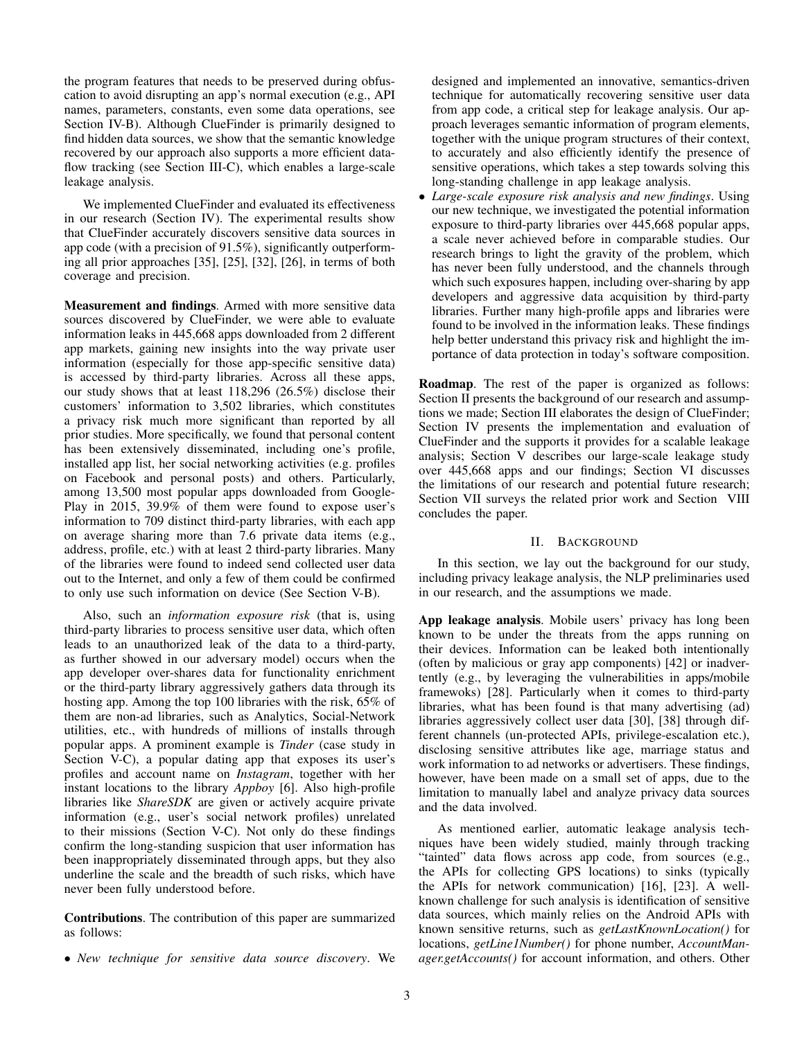the program features that needs to be preserved during obfuscation to avoid disrupting an app's normal execution (e.g., API names, parameters, constants, even some data operations, see Section IV-B). Although ClueFinder is primarily designed to find hidden data sources, we show that the semantic knowledge recovered by our approach also supports a more efficient data-flow tracking (see Section III-C), which enables a large-scale leakage analysis.

We implemented ClueFinder and evaluated its effectiveness in our research (Section IV). The experimental results show that ClueFinder accurately discovers sensitive data sources in app code (with a precision of 91.5%), significantly outperforming all prior approaches [35], [25], [32], [26], in terms of both coverage and precision.

**Measurement and findings**. Armed with more sensitive data sources discovered by ClueFinder, we were able to evaluate information leaks in 445,668 apps downloaded from 2 different app markets, gaining new insights into the way private user information (especially for those app-specific sensitive data) is accessed by third-party libraries. Across all these apps, our study shows that at least 118,296 (26.5%) disclose their customers' information to 3,502 libraries, which constitutes a privacy risk much more significant than reported by all prior studies. More specifically, we found that personal content has been extensively disseminated, including one's profile, installed app list, her social networking activities (e.g. profiles on Facebook and personal posts) and others. Particularly, among 13,500 most popular apps downloaded from GooglePlay in 2015, 39.9% of them were found to expose user's information to 709 distinct third-party libraries, with each app on average sharing more than 7.6 private data items (e.g., address, profile, etc.) with at least 2 third-party libraries. Many of the libraries were found to indeed send collected user data out to the Internet, and only a few of them could be confirmed to only use such information on device (See Section V-B).

Also, such an *information exposure risk* (that is, using third-party libraries to process sensitive user data, which often leads to an unauthorized leak of the data to a third-party, as further showed in our adversary model) occurs when the app developer over-shares data for functionality enrichment or the third-party library aggressively gathers data through its hosting app. Among the top 100 libraries with the risk, 65% of them are non-ad libraries, such as Analytics, Social-Network utilities, etc., with hundreds of millions of installs through popular apps. A prominent example is *Tinder* (case study in Section V-C), a popular dating app that exposes its user's profiles and account name on *Instagram*, together with her instant locations to the library *Appboy* [6]. Also high-profile libraries like *ShareSDK* are given or actively acquire private information (e.g., user's social network profiles) unrelated to their missions (Section V-C). Not only do these findings confirm the long-standing suspicion that user information has been inappropriately disseminated through apps, but they also underline the scale and the breadth of such risks, which have never been fully understood before.

**Contributions**. The contribution of this paper are summarized as follows:

- *New technique for sensitive data source discovery*. We designed and implemented an innovative, semantics-driven technique for automatically recovering sensitive user data from app code, a critical step for leakage analysis. Our approach leverages semantic information of program elements, together with the unique program structures of their context, to accurately and also efficiently identify the presence of sensitive operations, which takes a step towards solving this long-standing challenge in app leakage analysis.
- *Large-scale exposure risk analysis and new findings*. Using our new technique, we investigated the potential information exposure to third-party libraries over 445,668 popular apps, a scale never achieved before in comparable studies. Our research brings to light the gravity of the problem, which has never been fully understood, and the channels through which such exposures happen, including over-sharing by app developers and aggressive data acquisition by third-party libraries. Further many high-profile apps and libraries were found to be involved in the information leaks. These findings help better understand this privacy risk and highlight the importance of data protection in today's software composition.

**Roadmap**. The rest of the paper is organized as follows: Section II presents the background of our research and assumptions we made; Section III elaborates the design of ClueFinder; Section IV presents the implementation and evaluation of ClueFinder and the supports it provides for a scalable leakage analysis; Section V describes our large-scale leakage study over 445,668 apps and our findings; Section VI discusses the limitations of our research and potential future research; Section VII surveys the related prior work and Section VIII concludes the paper.

## II. Background

In this section, we lay out the background for our study, including privacy leakage analysis, the NLP preliminaries used in our research, and the assumptions we made.

**App leakage analysis**. Mobile users' privacy has long been known to be under the threats from the apps running on their devices. Information can be leaked both intentionally (often by malicious or gray app components) [42] or inadvertently (e.g., by leveraging the vulnerabilities in apps/mobile framewoks) [28]. Particularly when it comes to third-party libraries, what has been found is that many advertising (ad) libraries aggressively collect user data [30], [38] through different channels (un-protected APIs, privilege-escalation etc.), disclosing sensitive attributes like age, marriage status and work information to ad networks or advertisers. These findings, however, have been made on a small set of apps, due to the limitation to manually label and analyze privacy data sources and the data involved.

As mentioned earlier, automatic leakage analysis techniques have been widely studied, mainly through tracking "tainted" data flows across app code, from sources (e.g., the APIs for collecting GPS locations) to sinks (typically the APIs for network communication) [16], [23]. A well-known challenge for such analysis is identification of sensitive data sources, which mainly relies on the Android APIs with known sensitive returns, such as *getLastKnownLocation()* for locations, *getLine1Number()* for phone number, *AccountManager.getAccounts()* for account information, and others. Other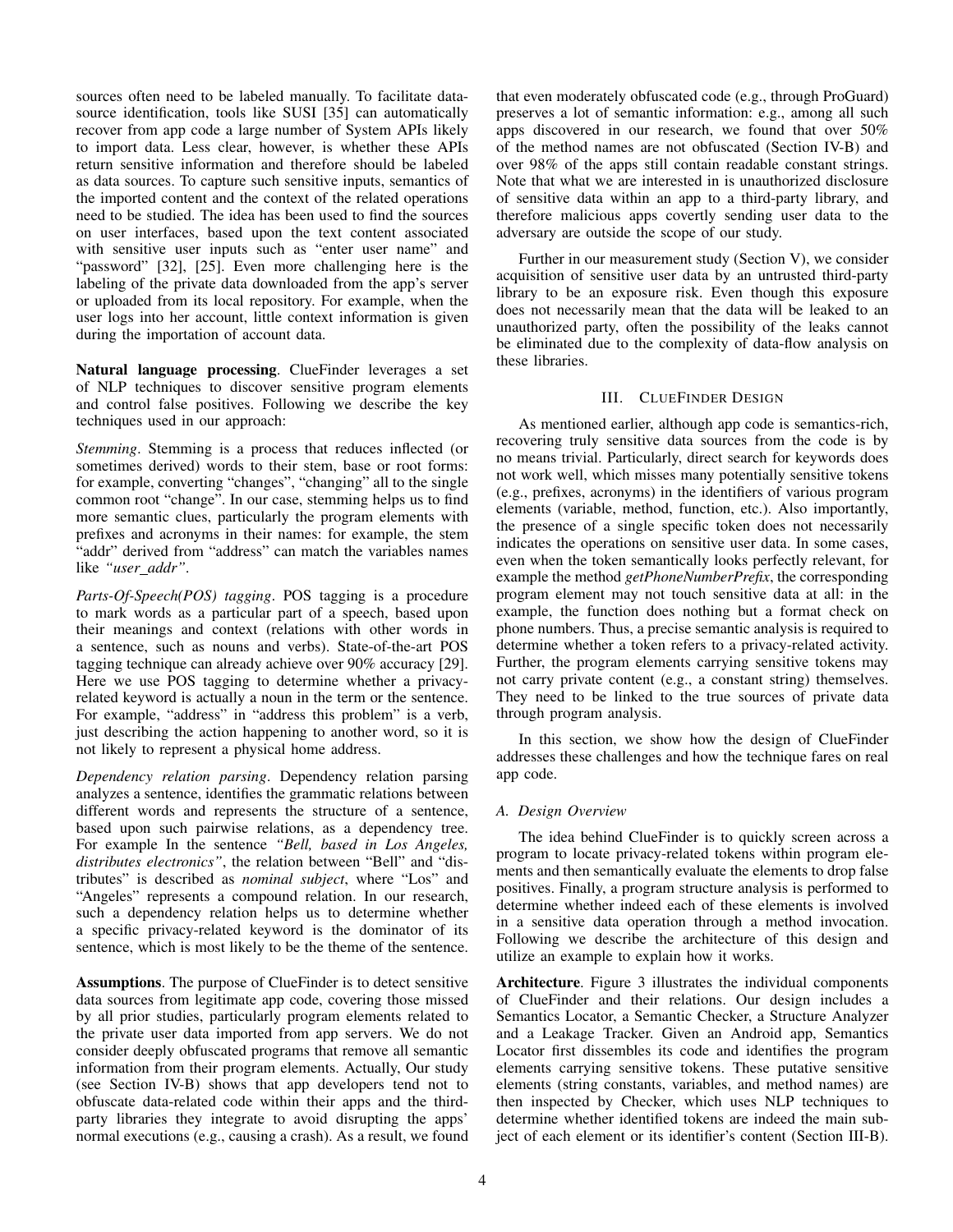sources often need to be labeled manually. To facilitate data-source identification, tools like SUSI [35] can automatically recover from app code a large number of System APIs likely to import data. Less clear, however, is whether these APIs return sensitive information and therefore should be labeled as data sources. To capture such sensitive inputs, semantics of the imported content and the context of the related operations need to be studied. The idea has been used to find the sources on user interfaces, based upon the text content associated with sensitive user inputs such as "enter user name" and "password" [32], [25]. Even more challenging here is the labeling of the private data downloaded from the app's server or uploaded from its local repository. For example, when the user logs into her account, little context information is given during the importation of account data.

**Natural language processing**. ClueFinder leverages a set of NLP techniques to discover sensitive program elements and control false positives. Following we describe the key techniques used in our approach:

*Stemming*. Stemming is a process that reduces inflected (or sometimes derived) words to their stem, base or root forms: for example, converting "changes", "changing" all to the single common root "change". In our case, stemming helps us to find more semantic clues, particularly the program elements with prefixes and acronyms in their names: for example, the stem "addr" derived from "address" can match the variables names like *"user_addr"*.

*Parts-Of-Speech(POS) tagging*. POS tagging is a procedure to mark words as a particular part of a speech, based upon their meanings and context (relations with other words in a sentence, such as nouns and verbs). State-of-the-art POS tagging technique can already achieve over 90% accuracy [29]. Here we use POS tagging to determine whether a privacy-related keyword is actually a noun in the term or the sentence. For example, "address" in "address this problem" is a verb, just describing the action happening to another word, so it is not likely to represent a physical home address.

*Dependency relation parsing*. Dependency relation parsing analyzes a sentence, identifies the grammatic relations between different words and represents the structure of a sentence, based upon such pairwise relations, as a dependency tree. For example In the sentence *"Bell, based in Los Angeles, distributes electronics"*, the relation between "Bell" and "distributes" is described as *nominal subject*, where "Los" and "Angeles" represents a compound relation. In our research, such a dependency relation helps us to determine whether a specific privacy-related keyword is the dominator of its sentence, which is most likely to be the theme of the sentence.

**Assumptions**. The purpose of ClueFinder is to detect sensitive data sources from legitimate app code, covering those missed by all prior studies, particularly program elements related to the private user data imported from app servers. We do not consider deeply obfuscated programs that remove all semantic information from their program elements. Actually, Our study (see Section IV-B) shows that app developers tend not to obfuscate data-related code within their apps and the third-party libraries they integrate to avoid disrupting the apps' normal executions (e.g., causing a crash). As a result, we found that even moderately obfuscated code (e.g., through ProGuard) preserves a lot of semantic information: e.g., among all such apps discovered in our research, we found that over 50% of the method names are not obfuscated (Section IV-B) and over 98% of the apps still contain readable constant strings. Note that what we are interested in is unauthorized disclosure of sensitive data within an app to a third-party library, and therefore malicious apps covertly sending user data to the adversary are outside the scope of our study.

Further in our measurement study (Section V), we consider acquisition of sensitive user data by an untrusted third-party library to be an exposure risk. Even though this exposure does not necessarily mean that the data will be leaked to an unauthorized party, often the possibility of the leaks cannot be eliminated due to the complexity of data-flow analysis on these libraries.

## III. CLUEFINDER DESIGN

As mentioned earlier, although app code is semantics-rich, recovering truly sensitive data sources from the code is by no means trivial. Particularly, direct search for keywords does not work well, which misses many potentially sensitive tokens (e.g., prefixes, acronyms) in the identifiers of various program elements (variable, method, function, etc.). Also importantly, the presence of a single specific token does not necessarily indicates the operations on sensitive user data. In some cases, even when the token semantically looks perfectly relevant, for example the method *getPhoneNumberPrefix*, the corresponding program element may not touch sensitive data at all: in the example, the function does nothing but a format check on phone numbers. Thus, a precise semantic analysis is required to determine whether a token refers to a privacy-related activity. Further, the program elements carrying sensitive tokens may not carry private content (e.g., a constant string) themselves. They need to be linked to the true sources of private data through program analysis.

In this section, we show how the design of ClueFinder addresses these challenges and how the technique fares on real app code.

### *A. Design Overview*

The idea behind ClueFinder is to quickly screen across a program to locate privacy-related tokens within program elements and then semantically evaluate the elements to drop false positives. Finally, a program structure analysis is performed to determine whether indeed each of these elements is involved in a sensitive data operation through a method invocation. Following we describe the architecture of this design and utilize an example to explain how it works.

**Architecture**. Figure 3 illustrates the individual components of ClueFinder and their relations. Our design includes a Semantics Locator, a Semantic Checker, a Structure Analyzer and a Leakage Tracker. Given an Android app, Semantics Locator first dissembles its code and identifies the program elements carrying sensitive tokens. These putative sensitive elements (string constants, variables, and method names) are then inspected by Checker, which uses NLP techniques to determine whether identified tokens are indeed the main subject of each element or its identifier's content (Section III-B).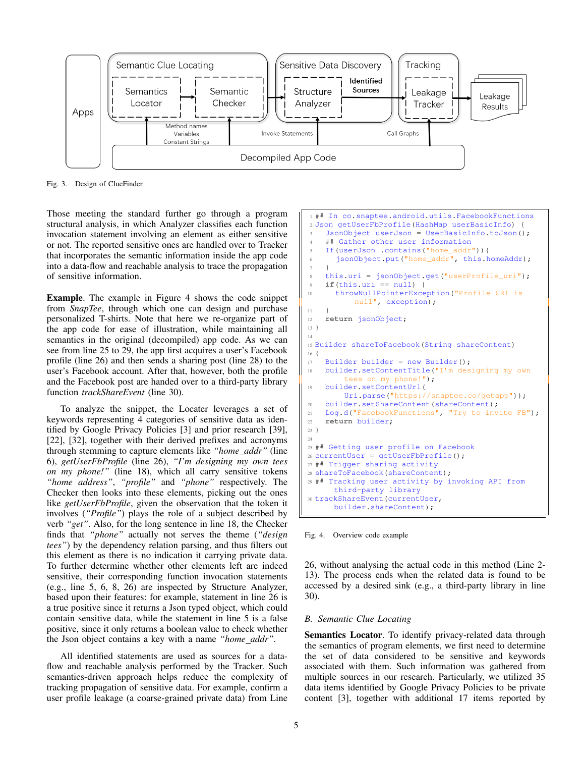Fig. 3. Design of ClueFinder

Those meeting the standard further go through a program structural analysis, in which Analyzer classifies each function invocation statement involving an element as either sensitive or not. The reported sensitive ones are handled over to Tracker that incorporates the semantic information inside the app code into a data-flow and reachable analysis to trace the propagation of sensitive information.

**Example**. The example in Figure 4 shows the code snippet from *SnapTee*, through which one can design and purchase personalized T-shirts. Note that here we re-organize part of the app code for ease of illustration, while maintaining all semantics in the original (decompiled) app code. As we can see from line 25 to 29, the app first acquires a user's Facebook profile (line 26) and then sends a sharing post (line 28) to the user's Facebook account. After that, however, both the profile and the Facebook post are handed over to a third-party library function *trackShareEvent* (line 30).

To analyze the snippet, the Locater leverages a set of keywords representing 4 categories of sensitive data as identified by Google Privacy Policies [3] and prior research [39], [22], [32], together with their derived prefixes and acronyms through stemming to capture elements like *"home_addr"* (line 6), *getUserFbProfile* (line 26), *"I'm designing my own tees on my phone!"* (line 18), which all carry sensitive tokens *"home address"*, *"profile"* and *"phone"* respectively. The Checker then looks into these elements, picking out the ones like *getUserFbProfile*, given the observation that the token it involves (*"Profile"*) plays the role of a subject described by verb *"get"*. Also, for the long sentence in line 18, the Checker finds that *"phone"* actually not serves the theme (*"design tees"*) by the dependency relation parsing, and thus filters out this element as there is no indication it carrying private data. To further determine whether other elements left are indeed sensitive, their corresponding function invocation statements (e.g., line 5, 6, 8, 26) are inspected by Structure Analyzer, based upon their features: for example, statement in line 26 is a true positive since it returns a Json typed object, which could contain sensitive data, while the statement in line 5 is a false positive, since it only returns a boolean value to check whether the Json object contains a key with a name *"home_addr"*.

All identified statements are used as sources for a data-flow and reachable analysis performed by the Tracker. Such semantics-driven approach helps reduce the complexity of tracking propagation of sensitive data. For example, confirm a user profile leakage (a coarse-grained private data) from Line 26, without analysing the actual code in this method (Line 2-13). The process ends when the related data is found to be accessed by a desired sink (e.g., a third-party library in line 30).

```
1  ## In co.snaptee.android.utils.FacebookFunctions
2  Json getUserFbProfile(HashMap userBasicInfo) {
3    JsonObject userJson = UserBasicInfo.toJson();
4    ## Gather other user information
5    If(userJson .contains("home_addr")){
6      jsonObject.put("home_addr", this.homeAddr);
7    }
8    this.uri = jsonObject.get("userProfile_uri");
9    if(this.uri == null) {
10     throwNullPointerException("Profile URI is
         null", exception);
11   }
12   return jsonObject;
13 }
14
15 Builder shareToFacebook(String shareContent)
16 {
17   Builder builder = new Builder();
18   builder.setContentTitle("I'm designing my own
         tees on my phone!");
19   builder.setContentUrl(
         Uri.parse("https://snaptee.co/getapp"));
20   builder.setShareContent(shareContent);
21   Log.d("FacebookFunctions", "Try to invite FB");
22   return builder;
23 }
24
25 ## Getting user profile on Facebook
26 currentUser = getUserFbProfile();
27 ## Trigger sharing activity
28 shareToFacebook(shareContent);
29 ## Tracking user activity by invoking API from
      third-party library
30 trackShareEvent(currentUser,
      builder.shareContent);
```

Fig. 4. Overview code example

### B. Semantic Clue Locating

**Semantics Locator**. To identify privacy-related data through the semantics of program elements, we first need to determine the set of data considered to be sensitive and keywords associated with them. Such information was gathered from multiple sources in our research. Particularly, we utilized 35 data items identified by Google Privacy Policies to be private content [3], together with additional 17 items reported by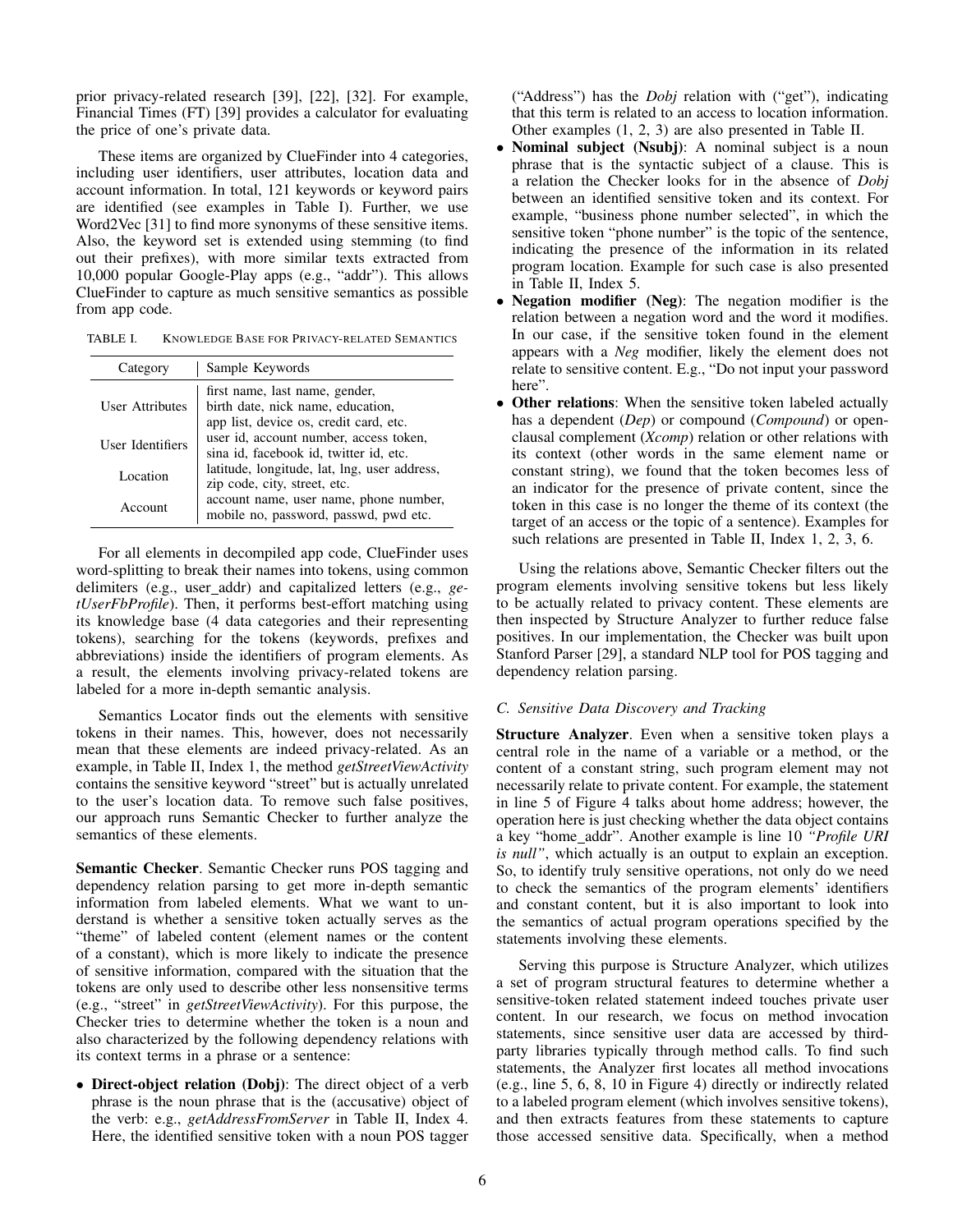prior privacy-related research [39], [22], [32]. For example, Financial Times (FT) [39] provides a calculator for evaluating the price of one's private data.

These items are organized by ClueFinder into 4 categories, including user identifiers, user attributes, location data and account information. In total, 121 keywords or keyword pairs are identified (see examples in Table I). Further, we use Word2Vec [31] to find more synonyms of these sensitive items. Also, the keyword set is extended using stemming (to find out their prefixes), with more similar texts extracted from 10,000 popular Google-Play apps (e.g., "addr"). This allows ClueFinder to capture as much sensitive semantics as possible from app code.

TABLE I. KNOWLEDGE BASE FOR PRIVACY-RELATED SEMANTICS

| Category | Sample Keywords |
|---|---|
| User Attributes | first name, last name, gender, birth date, nick name, education, app list, device os, credit card, etc. |
| User Identifiers | user id, account number, access token, sina id, facebook id, twitter id, etc. |
| Location | latitude, longitude, lat, lng, user address, zip code, city, street, etc. |
| Account | account name, user name, phone number, mobile no, password, passwd, pwd etc. |

For all elements in decompiled app code, ClueFinder uses word-splitting to break their names into tokens, using common delimiters (e.g., user_addr) and capitalized letters (e.g., *getUserFbProfile*). Then, it performs best-effort matching using its knowledge base (4 data categories and their representing tokens), searching for the tokens (keywords, prefixes and abbreviations) inside the identifiers of program elements. As a result, the elements involving privacy-related tokens are labeled for a more in-depth semantic analysis.

Semantics Locator finds out the elements with sensitive tokens in their names. This, however, does not necessarily mean that these elements are indeed privacy-related. As an example, in Table II, Index 1, the method *getStreetViewActivity* contains the sensitive keyword "street" but is actually unrelated to the user's location data. To remove such false positives, our approach runs Semantic Checker to further analyze the semantics of these elements.

**Semantic Checker**. Semantic Checker runs POS tagging and dependency relation parsing to get more in-depth semantic information from labeled elements. What we want to understand is whether a sensitive token actually serves as the "theme" of labeled content (element names or the content of a constant), which is more likely to indicate the presence of sensitive information, compared with the situation that the tokens are only used to describe other less nonsensitive terms (e.g., "street" in *getStreetViewActivity*). For this purpose, the Checker tries to determine whether the token is a noun and also characterized by the following dependency relations with its context terms in a phrase or a sentence:

- **Direct-object relation (Dobj)**: The direct object of a verb phrase is the noun phrase that is the (accusative) object of the verb: e.g., *getAddressFromServer* in Table II, Index 4. Here, the identified sensitive token with a noun POS tagger ("Address") has the *Dobj* relation with ("get"), indicating that this term is related to an access to location information. Other examples (1, 2, 3) are also presented in Table II.
- **Nominal subject (Nsubj)**: A nominal subject is a noun phrase that is the syntactic subject of a clause. This is a relation the Checker looks for in the absence of *Dobj* between an identified sensitive token and its context. For example, "business phone number selected", in which the sensitive token "phone number" is the topic of the sentence, indicating the presence of the information in its related program location. Example for such case is also presented in Table II, Index 5.
- **Negation modifier (Neg)**: The negation modifier is the relation between a negation word and the word it modifies. In our case, if the sensitive token found in the element appears with a *Neg* modifier, likely the element does not relate to sensitive content. E.g., "Do not input your password here".
- **Other relations**: When the sensitive token labeled actually has a dependent (*Dep*) or compound (*Compound*) or open-clausal complement (*Xcomp*) relation or other relations with its context (other words in the same element name or constant string), we found that the token becomes less of an indicator for the presence of private content, since the token in this case is no longer the theme of its context (the target of an access or the topic of a sentence). Examples for such relations are presented in Table II, Index 1, 2, 3, 6.

Using the relations above, Semantic Checker filters out the program elements involving sensitive tokens but less likely to be actually related to privacy content. These elements are then inspected by Structure Analyzer to further reduce false positives. In our implementation, the Checker was built upon Stanford Parser [29], a standard NLP tool for POS tagging and dependency relation parsing.

### C. Sensitive Data Discovery and Tracking

**Structure Analyzer**. Even when a sensitive token plays a central role in the name of a variable or a method, or the content of a constant string, such program element may not necessarily relate to private content. For example, the statement in line 5 of Figure 4 talks about home address; however, the operation here is just checking whether the data object contains a key "home_addr". Another example is line 10 *"Profile URI is null"*, which actually is an output to explain an exception. So, to identify truly sensitive operations, not only do we need to check the semantics of the program elements' identifiers and constant content, but it is also important to look into the semantics of actual program operations specified by the statements involving these elements.

Serving this purpose is Structure Analyzer, which utilizes a set of program structural features to determine whether a sensitive-token related statement indeed touches private user content. In our research, we focus on method invocation statements, since sensitive user data are accessed by third-party libraries typically through method calls. To find such statements, the Analyzer first locates all method invocations (e.g., line 5, 6, 8, 10 in Figure 4) directly or indirectly related to a labeled program element (which involves sensitive tokens), and then extracts features from these statements to capture those accessed sensitive data. Specifically, when a method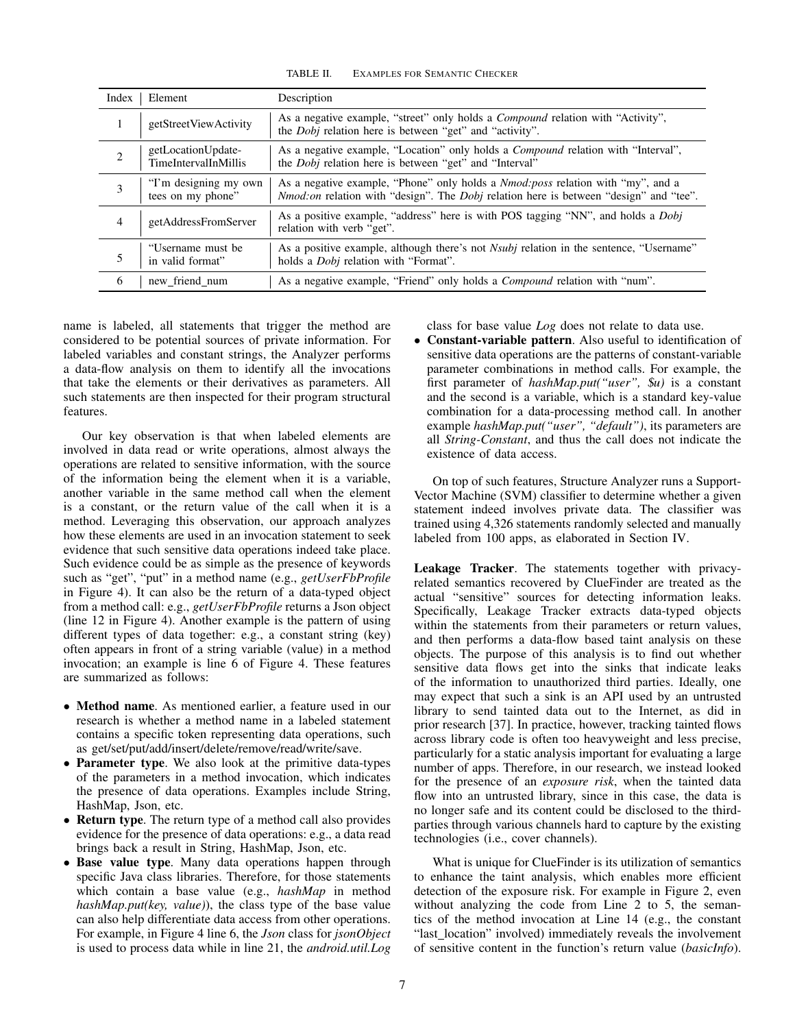TABLE II. EXAMPLES FOR SEMANTIC CHECKER

| Index | Element | Description |
|---|---|---|
| 1 | getStreetViewActivity | As a negative example, "street" only holds a *Compound* relation with "Activity", the *Dobj* relation here is between "get" and "activity". |
| 2 | getLocationUpdate-TimeIntervalInMillis | As a negative example, "Location" only holds a *Compound* relation with "Interval", the *Dobj* relation here is between "get" and "Interval" |
| 3 | "I'm designing my own tees on my phone" | As a negative example, "Phone" only holds a *Nmod:poss* relation with "my", and a *Nmod:on* relation with "design". The *Dobj* relation here is between "design" and "tee". |
| 4 | getAddressFromServer | As a positive example, "address" here is with POS tagging "NN", and holds a *Dobj* relation with verb "get". |
| 5 | "Username must be in valid format" | As a positive example, although there's not *Nsubj* relation in the sentence, "Username" holds a *Dobj* relation with "Format". |
| 6 | new_friend_num | As a negative example, "Friend" only holds a *Compound* relation with "num". |

name is labeled, all statements that trigger the method are considered to be potential sources of private information. For labeled variables and constant strings, the Analyzer performs a data-flow analysis on them to identify all the invocations that take the elements or their derivatives as parameters. All such statements are then inspected for their program structural features.

Our key observation is that when labeled elements are involved in data read or write operations, almost always the operations are related to sensitive information, with the source of the information being the element when it is a variable, another variable in the same method call when the element is a constant, or the return value of the call when it is a method. Leveraging this observation, our approach analyzes how these elements are used in an invocation statement to seek evidence that such sensitive data operations indeed take place. Such evidence could be as simple as the presence of keywords such as "get", "put" in a method name (e.g., *getUserFbProfile* in Figure 4). It can also be the return of a data-typed object from a method call: e.g., *getUserFbProfile* returns a Json object (line 12 in Figure 4). Another example is the pattern of using different types of data together: e.g., a constant string (key) often appears in front of a string variable (value) in a method invocation; an example is line 6 of Figure 4. These features are summarized as follows:

- **Method name**. As mentioned earlier, a feature used in our research is whether a method name in a labeled statement contains a specific token representing data operations, such as get/set/put/add/insert/delete/remove/read/write/save.
- **Parameter type**. We also look at the primitive data-types of the parameters in a method invocation, which indicates the presence of data operations. Examples include String, HashMap, Json, etc.
- **Return type**. The return type of a method call also provides evidence for the presence of data operations: e.g., a data read brings back a result in String, HashMap, Json, etc.
- **Base value type**. Many data operations happen through specific Java class libraries. Therefore, for those statements which contain a base value (e.g., *hashMap* in method *hashMap.put(key, value)*), the class type of the base value can also help differentiate data access from other operations. For example, in Figure 4 line 6, the *Json* class for *jsonObject* is used to process data while in line 21, the *android.util.Log* class for base value *Log* does not relate to data use.
- **Constant-variable pattern**. Also useful to identification of sensitive data operations are the patterns of constant-variable parameter combinations in method calls. For example, the first parameter of *hashMap.put("user", $u)* is a constant and the second is a variable, which is a standard key-value combination for a data-processing method call. In another example *hashMap.put("user", "default")*, its parameters are all *String-Constant*, and thus the call does not indicate the existence of data access.

On top of such features, Structure Analyzer runs a Support-Vector Machine (SVM) classifier to determine whether a given statement indeed involves private data. The classifier was trained using 4,326 statements randomly selected and manually labeled from 100 apps, as elaborated in Section IV.

**Leakage Tracker**. The statements together with privacy-related semantics recovered by ClueFinder are treated as the actual "sensitive" sources for detecting information leaks. Specifically, Leakage Tracker extracts data-typed objects within the statements from their parameters or return values, and then performs a data-flow based taint analysis on these objects. The purpose of this analysis is to find out whether sensitive data flows get into the sinks that indicate leaks of the information to unauthorized third parties. Ideally, one may expect that such a sink is an API used by an untrusted library to send tainted data out to the Internet, as did in prior research [37]. In practice, however, tracking tainted flows across library code is often too heavyweight and less precise, particularly for a static analysis important for evaluating a large number of apps. Therefore, in our research, we instead looked for the presence of an *exposure risk*, when the tainted data flow into an untrusted library, since in this case, the data is no longer safe and its content could be disclosed to the third-parties through various channels hard to capture by the existing technologies (i.e., cover channels).

What is unique for ClueFinder is its utilization of semantics to enhance the taint analysis, which enables more efficient detection of the exposure risk. For example in Figure 2, even without analyzing the code from Line 2 to 5, the semantics of the method invocation at Line 14 (e.g., the constant "last_location" involved) immediately reveals the involvement of sensitive content in the function's return value (*basicInfo*).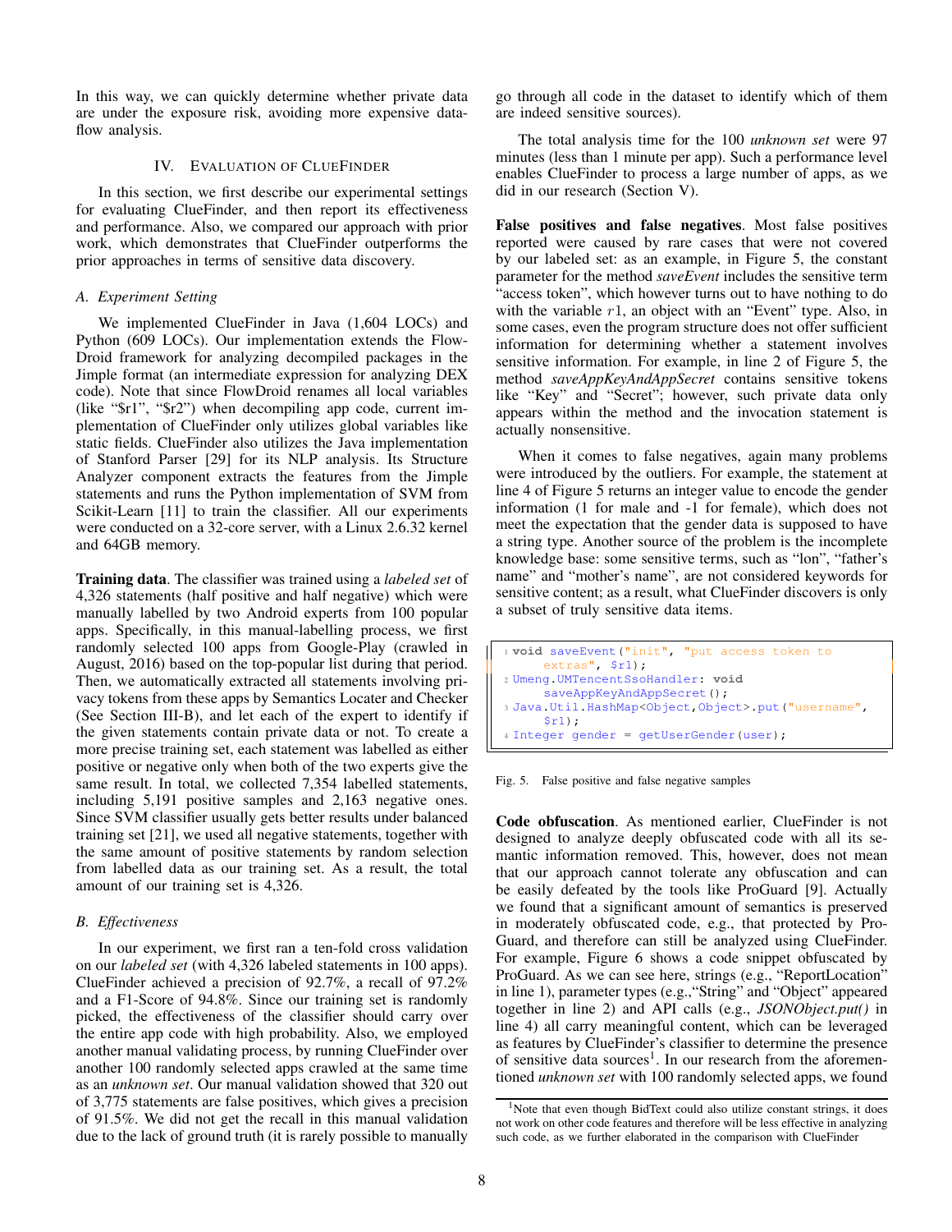In this way, we can quickly determine whether private data are under the exposure risk, avoiding more expensive data-flow analysis.

## IV. Evaluation of ClueFinder

In this section, we first describe our experimental settings for evaluating ClueFinder, and then report its effectiveness and performance. Also, we compared our approach with prior work, which demonstrates that ClueFinder outperforms the prior approaches in terms of sensitive data discovery.

### A. Experiment Setting

We implemented ClueFinder in Java (1,604 LOCs) and Python (609 LOCs). Our implementation extends the FlowDroid framework for analyzing decompiled packages in the Jimple format (an intermediate expression for analyzing DEX code). Note that since FlowDroid renames all local variables (like "$r1", "$r2") when decompiling app code, current implementation of ClueFinder only utilizes global variables like static fields. ClueFinder also utilizes the Java implementation of Stanford Parser [29] for its NLP analysis. Its Structure Analyzer component extracts the features from the Jimple statements and runs the Python implementation of SVM from Scikit-Learn [11] to train the classifier. All our experiments were conducted on a 32-core server, with a Linux 2.6.32 kernel and 64GB memory.

**Training data**. The classifier was trained using a *labeled set* of 4,326 statements (half positive and half negative) which were manually labelled by two Android experts from 100 popular apps. Specifically, in this manual-labelling process, we first randomly selected 100 apps from Google-Play (crawled in August, 2016) based on the top-popular list during that period. Then, we automatically extracted all statements involving privacy tokens from these apps by Semantics Locater and Checker (See Section III-B), and let each of the expert to identify if the given statements contain private data or not. To create a more precise training set, each statement was labelled as either positive or negative only when both of the two experts give the same result. In total, we collected 7,354 labelled statements, including 5,191 positive samples and 2,163 negative ones. Since SVM classifier usually gets better results under balanced training set [21], we used all negative statements, together with the same amount of positive statements by random selection from labelled data as our training set. As a result, the total amount of our training set is 4,326.

### B. Effectiveness

In our experiment, we first ran a ten-fold cross validation on our *labeled set* (with 4,326 labeled statements in 100 apps). ClueFinder achieved a precision of 92.7%, a recall of 97.2% and a F1-Score of 94.8%. Since our training set is randomly picked, the effectiveness of the classifier should carry over the entire app code with high probability. Also, we employed another manual validating process, by running ClueFinder over another 100 randomly selected apps crawled at the same time as an *unknown set*. Our manual validation showed that 320 out of 3,775 statements are false positives, which gives a precision of 91.5%. We did not get the recall in this manual validation due to the lack of ground truth (it is rarely possible to manually go through all code in the dataset to identify which of them are indeed sensitive sources).

The total analysis time for the 100 *unknown set* were 97 minutes (less than 1 minute per app). Such a performance level enables ClueFinder to process a large number of apps, as we did in our research (Section V).

**False positives and false negatives**. Most false positives reported were caused by rare cases that were not covered by our labeled set: as an example, in Figure 5, the constant parameter for the method *saveEvent* includes the sensitive term "access token", which however turns out to have nothing to do with the variable $r1$, an object with an "Event" type. Also, in some cases, even the program structure does not offer sufficient information for determining whether a statement involves sensitive information. For example, in line 2 of Figure 5, the method *saveAppKeyAndAppSecret* contains sensitive tokens like "Key" and "Secret"; however, such private data only appears within the method and the invocation statement is actually nonsensitive.

When it comes to false negatives, again many problems were introduced by the outliers. For example, the statement at line 4 of Figure 5 returns an integer value to encode the gender information (1 for male and -1 for female), which does not meet the expectation that the gender data is supposed to have a string type. Another source of the problem is the incomplete knowledge base: some sensitive terms, such as "lon", "father's name" and "mother's name", are not considered keywords for sensitive content; as a result, what ClueFinder discovers is only a subset of truly sensitive data items.

```
1 void saveEvent("init", "put access token to
      extras", $r1);
2 Umeng.UMTencentSsoHandler: void
      saveAppKeyAndAppSecret();
3 Java.Util.HashMap<Object,Object>.put("username",
      $r1);
4 Integer gender = getUserGender(user);
```

Fig. 5. False positive and false negative samples

**Code obfuscation**. As mentioned earlier, ClueFinder is not designed to analyze deeply obfuscated code with all its semantic information removed. This, however, does not mean that our approach cannot tolerate any obfuscation and can be easily defeated by the tools like ProGuard [9]. Actually we found that a significant amount of semantics is preserved in moderately obfuscated code, e.g., that protected by ProGuard, and therefore can still be analyzed using ClueFinder. For example, Figure 6 shows a code snippet obfuscated by ProGuard. As we can see here, strings (e.g., "ReportLocation" in line 1), parameter types (e.g.,"String" and "Object" appeared together in line 2) and API calls (e.g., *JSONObject.put()* in line 4) all carry meaningful content, which can be leveraged as features by ClueFinder's classifier to determine the presence of sensitive data sources[1]. In our research from the aforementioned *unknown set* with 100 randomly selected apps, we found

[1]Note that even though BidText could also utilize constant strings, it does not work on other code features and therefore will be less effective in analyzing such code, as we further elaborated in the comparison with ClueFinder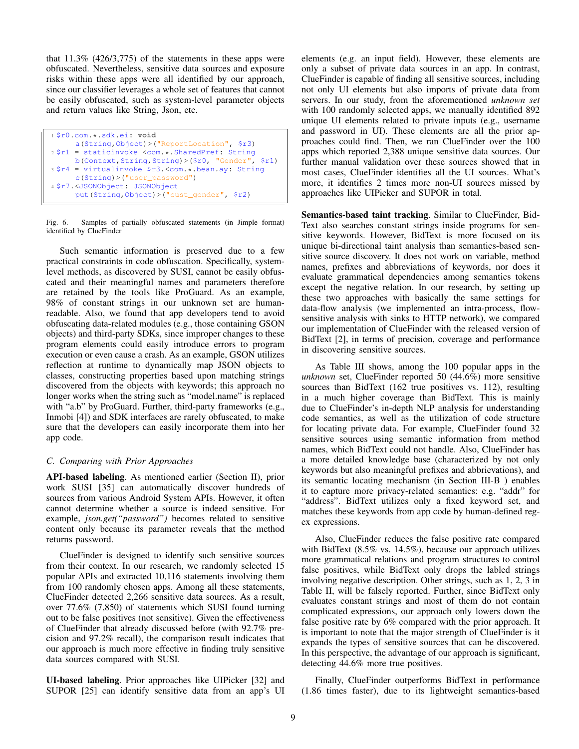that 11.3% (426/3,775) of the statements in these apps were obfuscated. Nevertheless, sensitive data sources and exposure risks within these apps were all identified by our approach, since our classifier leverages a whole set of features that cannot be easily obfuscated, such as system-level parameter objects and return values like String, Json, etc.

```
1 $r0.com.*.sdk.ei: void
      a(String,Object)>("ReportLocation", $r3)
2 $r1 = staticinvoke <com.*.SharedPref: String
      b(Context,String,String)>($r0, "Gender", $r1)
3 $r4 = virtualinvoke $r3.<com.*.bean.ay: String
      c(String)>("user_password")
4 $r7.<JSONObject: JSONObject
      put(String,Object)>("cust_gender", $r2)
```

Fig. 6. Samples of partially obfuscated statements (in Jimple format) identified by ClueFinder

Such semantic information is preserved due to a few practical constraints in code obfuscation. Specifically, system-level methods, as discovered by SUSI, cannot be easily obfuscated and their meaningful names and parameters therefore are retained by the tools like ProGuard. As an example, 98% of constant strings in our unknown set are human-readable. Also, we found that app developers tend to avoid obfuscating data-related modules (e.g., those containing GSON objects) and third-party SDKs, since improper changes to these program elements could easily introduce errors to program execution or even cause a crash. As an example, GSON utilizes reflection at runtime to dynamically map JSON objects to classes, constructing properties based upon matching strings discovered from the objects with keywords; this approach no longer works when the string such as "model.name" is replaced with "a.b" by ProGuard. Further, third-party frameworks (e.g., Inmobi [4]) and SDK interfaces are rarely obfuscated, to make sure that the developers can easily incorporate them into her app code.

### C. Comparing with Prior Approaches

**API-based labeling**. As mentioned earlier (Section II), prior work SUSI [35] can automatically discover hundreds of sources from various Android System APIs. However, it often cannot determine whether a source is indeed sensitive. For example, *json.get("password")* becomes related to sensitive content only because its parameter reveals that the method returns password.

ClueFinder is designed to identify such sensitive sources from their context. In our research, we randomly selected 15 popular APIs and extracted 10,116 statements involving them from 100 randomly chosen apps. Among all these statements, ClueFinder detected 2,266 sensitive data sources. As a result, over 77.6% (7,850) of statements which SUSI found turning out to be false positives (not sensitive). Given the effectiveness of ClueFinder that already discussed before (with 92.7% precision and 97.2% recall), the comparison result indicates that our approach is much more effective in finding truly sensitive data sources compared with SUSI.

**UI-based labeling**. Prior approaches like UIPicker [32] and SUPOR [25] can identify sensitive data from an app's UI elements (e.g. an input field). However, these elements are only a subset of private data sources in an app. In contrast, ClueFinder is capable of finding all sensitive sources, including not only UI elements but also imports of private data from servers. In our study, from the aforementioned *unknown set* with 100 randomly selected apps, we manually identified 892 unique UI elements related to private inputs (e.g., username and password in UI). These elements are all the prior approaches could find. Then, we ran ClueFinder over the 100 apps which reported 2,388 unique sensitive data sources. Our further manual validation over these sources showed that in most cases, ClueFinder identifies all the UI sources. What's more, it identifies 2 times more non-UI sources missed by approaches like UIPicker and SUPOR in total.

**Semantics-based taint tracking**. Similar to ClueFinder, BidText also searches constant strings inside programs for sensitive keywords. However, BidText is more focused on its unique bi-directional taint analysis than semantics-based sensitive source discovery. It does not work on variable, method names, prefixes and abbreviations of keywords, nor does it evaluate grammatical dependencies among semantics tokens except the negative relation. In our research, by setting up these two approaches with basically the same settings for data-flow analysis (we implemented an intra-process, flow-sensitive analysis with sinks to HTTP network), we compared our implementation of ClueFinder with the released version of BidText [2], in terms of precision, coverage and performance in discovering sensitive sources.

As Table III shows, among the 100 popular apps in the *unknown* set, ClueFinder reported 50 (44.6%) more sensitive sources than BidText (162 true positives vs. 112), resulting in a much higher coverage than BidText. This is mainly due to ClueFinder's in-depth NLP analysis for understanding code semantics, as well as the utilization of code structure for locating private data. For example, ClueFinder found 32 sensitive sources using semantic information from method names, which BidText could not handle. Also, ClueFinder has a more detailed knowledge base (characterized by not only keywords but also meaningful prefixes and abbrievations), and its semantic locating mechanism (in Section III-B ) enables it to capture more privacy-related semantics: e.g. "addr" for "address". BidText utilizes only a fixed keyword set, and matches these keywords from app code by human-defined regex expressions.

Also, ClueFinder reduces the false positive rate compared with BidText (8.5% vs. 14.5%), because our approach utilizes more grammatical relations and program structures to control false positives, while BidText only drops the labled strings involving negative description. Other strings, such as 1, 2, 3 in Table II, will be falsely reported. Further, since BidText only evaluates constant strings and most of them do not contain complicated expressions, our approach only lowers down the false positive rate by 6% compared with the prior approach. It is important to note that the major strength of ClueFinder is it expands the types of sensitive sources that can be discovered. In this perspective, the advantage of our approach is significant, detecting 44.6% more true positives.

Finally, ClueFinder outperforms BidText in performance (1.86 times faster), due to its lightweight semantics-based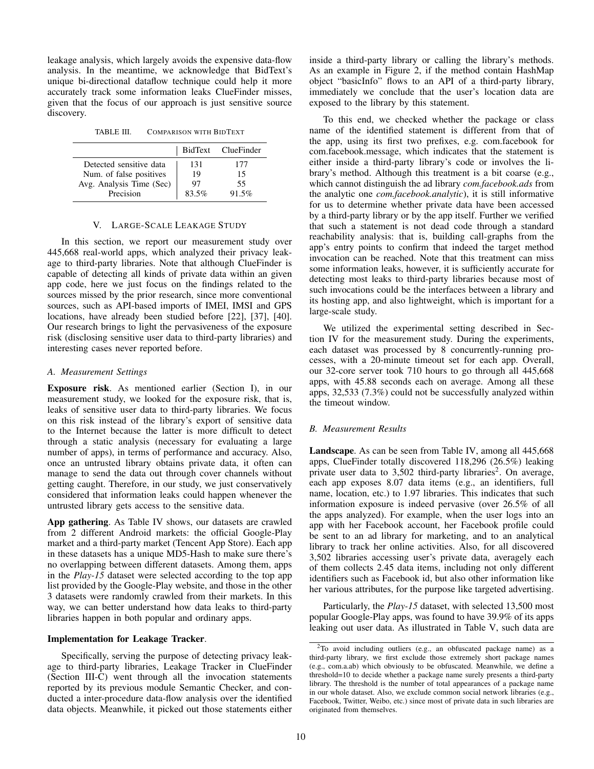leakage analysis, which largely avoids the expensive data-flow analysis. In the meantime, we acknowledge that BidText's unique bi-directional dataflow technique could help it more accurately track some information leaks ClueFinder misses, given that the focus of our approach is just sensitive source discovery.

TABLE III. COMPARISON WITH BIDTEXT

| | BidText | ClueFinder |
|---|---|---|
| Detected sensitive data | 131 | 177 |
| Num. of false positives | 19 | 15 |
| Avg. Analysis Time (Sec) | 97 | 55 |
| Precision | 83.5% | 91.5% |

## V. LARGE-SCALE LEAKAGE STUDY

In this section, we report our measurement study over 445,668 real-world apps, which analyzed their privacy leakage to third-party libraries. Note that although ClueFinder is capable of detecting all kinds of private data within an given app code, here we just focus on the findings related to the sources missed by the prior research, since more conventional sources, such as API-based imports of IMEI, IMSI and GPS locations, have already been studied before [22], [37], [40]. Our research brings to light the pervasiveness of the exposure risk (disclosing sensitive user data to third-party libraries) and interesting cases never reported before.

### A. Measurement Settings

**Exposure risk**. As mentioned earlier (Section I), in our measurement study, we looked for the exposure risk, that is, leaks of sensitive user data to third-party libraries. We focus on this risk instead of the library's export of sensitive data to the Internet because the latter is more difficult to detect through a static analysis (necessary for evaluating a large number of apps), in terms of performance and accuracy. Also, once an untrusted library obtains private data, it often can manage to send the data out through cover channels without getting caught. Therefore, in our study, we just conservatively considered that information leaks could happen whenever the untrusted library gets access to the sensitive data.

**App gathering**. As Table IV shows, our datasets are crawled from 2 different Android markets: the official Google-Play market and a third-party market (Tencent App Store). Each app in these datasets has a unique MD5-Hash to make sure there's no overlapping between different datasets. Among them, apps in the *Play-15* dataset were selected according to the top app list provided by the Google-Play website, and those in the other 3 datasets were randomly crawled from their markets. In this way, we can better understand how data leaks to third-party libraries happen in both popular and ordinary apps.

**Implementation for Leakage Tracker**.

Specifically, serving the purpose of detecting privacy leakage to third-party libraries, Leakage Tracker in ClueFinder (Section III-C) went through all the invocation statements reported by its previous module Semantic Checker, and conducted a inter-procedure data-flow analysis over the identified data objects. Meanwhile, it picked out those statements either inside a third-party library or calling the library's methods. As an example in Figure 2, if the method contain HashMap object "basicInfo" flows to an API of a third-party library, immediately we conclude that the user's location data are exposed to the library by this statement.

To this end, we checked whether the package or class name of the identified statement is different from that of the app, using its first two prefixes, e.g. com.facebook for com.facebook.message, which indicates that the statement is either inside a third-party library's code or involves the library's method. Although this treatment is a bit coarse (e.g., which cannot distinguish the ad library *com.facebook.ads* from the analytic one *com.facebook.analytic*), it is still informative for us to determine whether private data have been accessed by a third-party library or by the app itself. Further we verified that such a statement is not dead code through a standard reachability analysis: that is, building call-graphs from the app's entry points to confirm that indeed the target method invocation can be reached. Note that this treatment can miss some information leaks, however, it is sufficiently accurate for detecting most leaks to third-party libraries because most of such invocations could be the interfaces between a library and its hosting app, and also lightweight, which is important for a large-scale study.

We utilized the experimental setting described in Section IV for the measurement study. During the experiments, each dataset was processed by 8 concurrently-running processes, with a 20-minute timeout set for each app. Overall, our 32-core server took 710 hours to go through all 445,668 apps, with 45.88 seconds each on average. Among all these apps, 32,533 (7.3%) could not be successfully analyzed within the timeout window.

### B. Measurement Results

**Landscape**. As can be seen from Table IV, among all 445,668 apps, ClueFinder totally discovered 118,296 (26.5%) leaking private user data to 3,502 third-party libraries[2]. On average, each app exposes 8.07 data items (e.g., an identifiers, full name, location, etc.) to 1.97 libraries. This indicates that such information exposure is indeed pervasive (over 26.5% of all the apps analyzed). For example, when the user logs into an app with her Facebook account, her Facebook profile could be sent to an ad library for marketing, and to an analytical library to track her online activities. Also, for all discovered 3,502 libraries accessing user's private data, averagely each of them collects 2.45 data items, including not only different identifiers such as Facebook id, but also other information like her various attributes, for the purpose like targeted advertising.

Particularly, the *Play-15* dataset, with selected 13,500 most popular Google-Play apps, was found to have 39.9% of its apps leaking out user data. As illustrated in Table V, such data are

[2] To avoid including outliers (e.g., an obfuscated package name) as a third-party library, we first exclude those extremely short package names (e.g., com.a.ab) which obviously to be obfuscated. Meanwhile, we define a threshold=10 to decide whether a package name surely presents a third-party library. The threshold is the number of total appearances of a package name in our whole dataset. Also, we exclude common social network libraries (e.g., Facebook, Twitter, Weibo, etc.) since most of private data in such libraries are originated from themselves.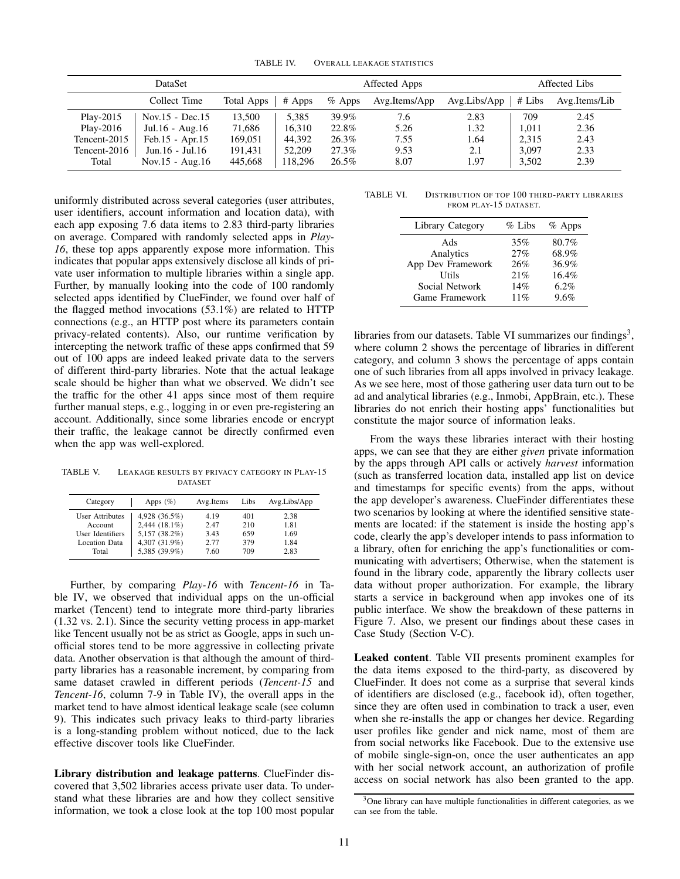TABLE IV. OVERALL LEAKAGE STATISTICS

| DataSet | | | Affected Apps | | | | Affected Libs | |
|---|---|---|---|---|---|---|---|---|
| | Collect Time | Total Apps | # Apps | % Apps | Avg.Items/App | Avg.Libs/App | # Libs | Avg.Items/Lib |
| Play-2015 | Nov.15 - Dec.15 | 13,500 | 5,385 | 39.9% | 7.6 | 2.83 | 709 | 2.45 |
| Play-2016 | Jul.16 - Aug.16 | 71,686 | 16,310 | 22.8% | 5.26 | 1.32 | 1,011 | 2.36 |
| Tencent-2015 | Feb.15 - Apr.15 | 169,051 | 44,392 | 26.3% | 7.55 | 1.64 | 2,315 | 2.43 |
| Tencent-2016 | Jun.16 - Jul.16 | 191,431 | 52,209 | 27.3% | 9.53 | 2.1 | 3,097 | 2.33 |
| Total | Nov.15 - Aug.16 | 445,668 | 118,296 | 26.5% | 8.07 | 1.97 | 3,502 | 2.39 |

uniformly distributed across several categories (user attributes, user identifiers, account information and location data), with each app exposing 7.6 data items to 2.83 third-party libraries on average. Compared with randomly selected apps in *Play-16*, these top apps apparently expose more information. This indicates that popular apps extensively disclose all kinds of private user information to multiple libraries within a single app. Further, by manually looking into the code of 100 randomly selected apps identified by ClueFinder, we found over half of the flagged method invocations (53.1%) are related to HTTP connections (e.g., an HTTP post where its parameters contain privacy-related contents). Also, our runtime verification by intercepting the network traffic of these apps confirmed that 59 out of 100 apps are indeed leaked private data to the servers of different third-party libraries. Note that the actual leakage scale should be higher than what we observed. We didn't see the traffic for the other 41 apps since most of them require further manual steps, e.g., logging in or even pre-registering an account. Additionally, since some libraries encode or encrypt their traffic, the leakage cannot be directly confirmed even when the app was well-explored.

TABLE V. LEAKAGE RESULTS BY PRIVACY CATEGORY IN PLAY-15 DATASET

| Category | Apps (%) | Avg.Items | Libs | Avg.Libs/App |
|---|---|---|---|---|
| User Attributes | 4,928 (36.5%) | 4.19 | 401 | 2.38 |
| Account | 2,444 (18.1%) | 2.47 | 210 | 1.81 |
| User Identifiers | 5,157 (38.2%) | 3.43 | 659 | 1.69 |
| Location Data | 4,307 (31.9%) | 2.77 | 379 | 1.84 |
| Total | 5,385 (39.9%) | 7.60 | 709 | 2.83 |

Further, by comparing *Play-16* with *Tencent-16* in Table IV, we observed that individual apps on the un-official market (Tencent) tend to integrate more third-party libraries (1.32 vs. 2.1). Since the security vetting process in app-market like Tencent usually not be as strict as Google, apps in such unofficial stores tend to be more aggressive in collecting private data. Another observation is that although the amount of third-party libraries has a reasonable increment, by comparing from same dataset crawled in different periods (*Tencent-15* and *Tencent-16*, column 7-9 in Table IV), the overall apps in the market tend to have almost identical leakage scale (see column 9). This indicates such privacy leaks to third-party libraries is a long-standing problem without noticed, due to the lack effective discover tools like ClueFinder.

**Library distribution and leakage patterns**. ClueFinder discovered that 3,502 libraries access private user data. To understand what these libraries are and how they collect sensitive information, we took a close look at the top 100 most popular libraries from our datasets. Table VI summarizes our findings[3], where column 2 shows the percentage of libraries in different category, and column 3 shows the percentage of apps contain one of such libraries from all apps involved in privacy leakage. As we see here, most of those gathering user data turn out to be ad and analytical libraries (e.g., Inmobi, AppBrain, etc.). These libraries do not enrich their hosting apps' functionalities but constitute the major source of information leaks.

TABLE VI. DISTRIBUTION OF TOP 100 THIRD-PARTY LIBRARIES FROM PLAY-15 DATASET.

| Library Category | % Libs | % Apps |
|---|---|---|
| Ads | 35% | 80.7% |
| Analytics | 27% | 68.9% |
| App Dev Framework | 26% | 36.9% |
| Utils | 21% | 16.4% |
| Social Network | 14% | 6.2% |
| Game Framework | 11% | 9.6% |

From the ways these libraries interact with their hosting apps, we can see that they are either *given* private information by the apps through API calls or actively *harvest* information (such as transferred location data, installed app list on device and timestamps for specific events) from the apps, without the app developer's awareness. ClueFinder differentiates these two scenarios by looking at where the identified sensitive statements are located: if the statement is inside the hosting app's code, clearly the app's developer intends to pass information to a library, often for enriching the app's functionalities or communicating with advertisers; Otherwise, when the statement is found in the library code, apparently the library collects user data without proper authorization. For example, the library starts a service in background when app invokes one of its public interface. We show the breakdown of these patterns in Figure 7. Also, we present our findings about these cases in Case Study (Section V-C).

**Leaked content**. Table VII presents prominent examples for the data items exposed to the third-party, as discovered by ClueFinder. It does not come as a surprise that several kinds of identifiers are disclosed (e.g., facebook id), often together, since they are often used in combination to track a user, even when she re-installs the app or changes her device. Regarding user profiles like gender and nick name, most of them are from social networks like Facebook. Due to the extensive use of mobile single-sign-on, once the user authenticates an app with her social network account, an authorization of profile access on social network has also been granted to the app.

[3] One library can have multiple functionalities in different categories, as we can see from the table.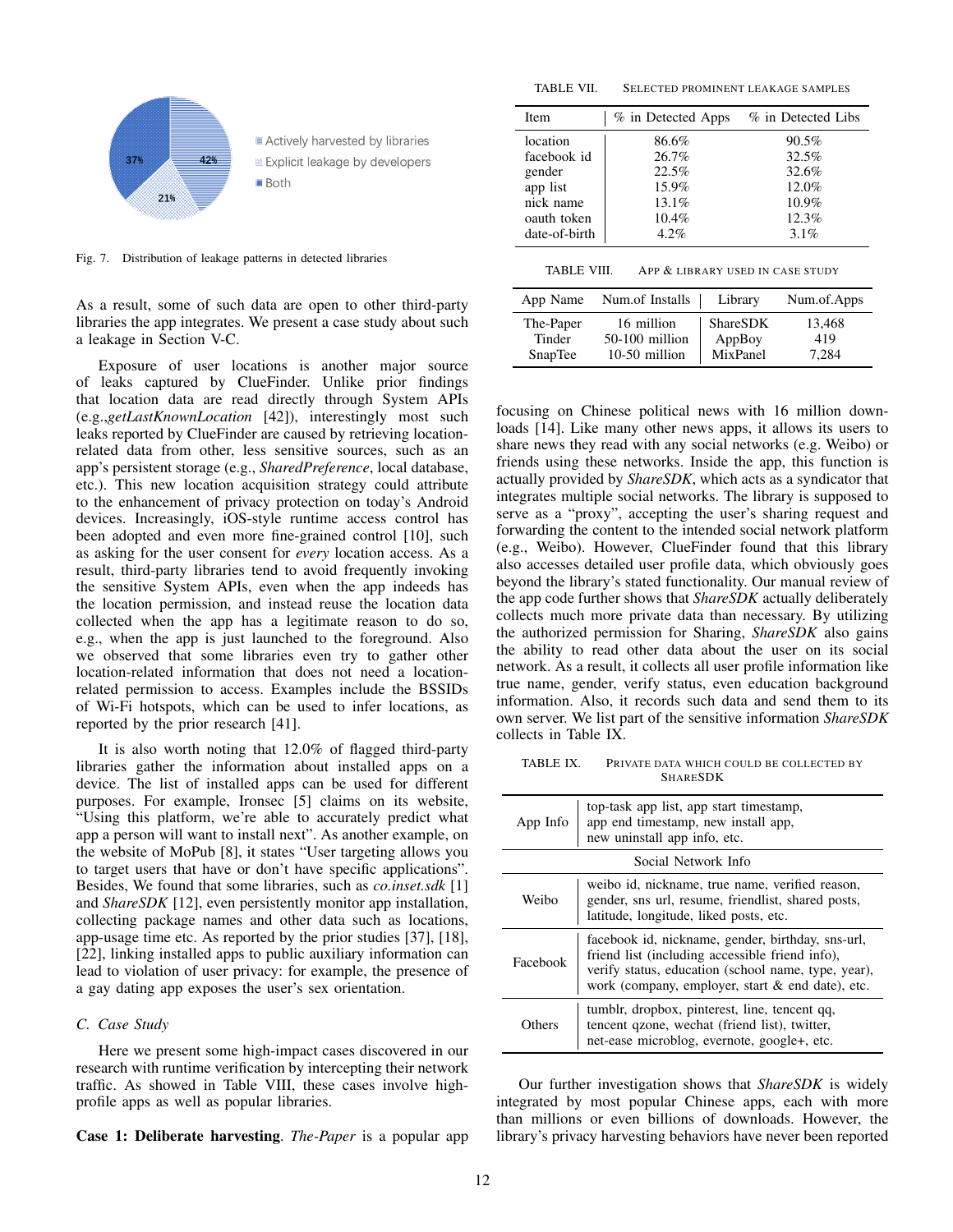Fig. 7. Distribution of leakage patterns in detected libraries

As a result, some of such data are open to other third-party libraries the app integrates. We present a case study about such a leakage in Section V-C.

Exposure of user locations is another major source of leaks captured by ClueFinder. Unlike prior findings that location data are read directly through System APIs (e.g.,*getLastKnownLocation* [42]), interestingly most such leaks reported by ClueFinder are caused by retrieving location-related data from other, less sensitive sources, such as an app's persistent storage (e.g., *SharedPreference*, local database, etc.). This new location acquisition strategy could attribute to the enhancement of privacy protection on today's Android devices. Increasingly, iOS-style runtime access control has been adopted and even more fine-grained control [10], such as asking for the user consent for *every* location access. As a result, third-party libraries tend to avoid frequently invoking the sensitive System APIs, even when the app indeeds has the location permission, and instead reuse the location data collected when the app has a legitimate reason to do so, e.g., when the app is just launched to the foreground. Also we observed that some libraries even try to gather other location-related information that does not need a location-related permission to access. Examples include the BSSIDs of Wi-Fi hotspots, which can be used to infer locations, as reported by the prior research [41].

It is also worth noting that 12.0% of flagged third-party libraries gather the information about installed apps on a device. The list of installed apps can be used for different purposes. For example, Ironsec [5] claims on its website, "Using this platform, we're able to accurately predict what app a person will want to install next". As another example, on the website of MoPub [8], it states "User targeting allows you to target users that have or don't have specific applications". Besides, We found that some libraries, such as *co.inset.sdk* [1] and *ShareSDK* [12], even persistently monitor app installation, collecting package names and other data such as locations, app-usage time etc. As reported by the prior studies [37], [18], [22], linking installed apps to public auxiliary information can lead to violation of user privacy: for example, the presence of a gay dating app exposes the user's sex orientation.

### C. Case Study

Here we present some high-impact cases discovered in our research with runtime verification by intercepting their network traffic. As showed in Table VIII, these cases involve high-profile apps as well as popular libraries.

**Case 1: Deliberate harvesting**. *The-Paper* is a popular app focusing on Chinese political news with 16 million downloads [14]. Like many other news apps, it allows its users to share news they read with any social networks (e.g. Weibo) or friends using these networks. Inside the app, this function is actually provided by *ShareSDK*, which acts as a syndicator that integrates multiple social networks. The library is supposed to serve as a "proxy", accepting the user's sharing request and forwarding the content to the intended social network platform (e.g., Weibo). However, ClueFinder found that this library also accesses detailed user profile data, which obviously goes beyond the library's stated functionality. Our manual review of the app code further shows that *ShareSDK* actually deliberately collects much more private data than necessary. By utilizing the authorized permission for Sharing, *ShareSDK* also gains the ability to read other data about the user on its social network. As a result, it collects all user profile information like true name, gender, verify status, even education background information. Also, it records such data and send them to its own server. We list part of the sensitive information *ShareSDK* collects in Table IX.

TABLE VII. Selected prominent leakage samples

| Item | % in Detected Apps | % in Detected Libs |
|---|---|---|
| location | 86.6% | 90.5% |
| facebook id | 26.7% | 32.5% |
| gender | 22.5% | 32.6% |
| app list | 15.9% | 12.0% |
| nick name | 13.1% | 10.9% |
| oauth token | 10.4% | 12.3% |
| date-of-birth | 4.2% | 3.1% |

TABLE VIII. App & library used in case study

| App Name | Num.of Installs | Library | Num.of.Apps |
|---|---|---|---|
| The-Paper | 16 million | ShareSDK | 13,468 |
| Tinder | 50-100 million | AppBoy | 419 |
| SnapTee | 10-50 million | MixPanel | 7,284 |

TABLE IX. Private data which could be collected by ShareSDK

| | |
|---|---|
| App Info | top-task app list, app start timestamp, app end timestamp, new install app, new uninstall app info, etc. |
| Social Network Info | |
| Weibo | weibo id, nickname, true name, verified reason, gender, sns url, resume, friendlist, shared posts, latitude, longitude, liked posts, etc. |
| Facebook | facebook id, nickname, gender, birthday, sns-url, friend list (including accessible friend info), verify status, education (school name, type, year), work (company, employer, start & end date), etc. |
| Others | tumblr, dropbox, pinterest, line, tencent qq, tencent qzone, wechat (friend list), twitter, net-ease microblog, evernote, google+, etc. |

Our further investigation shows that *ShareSDK* is widely integrated by most popular Chinese apps, each with more than millions or even billions of downloads. However, the library's privacy harvesting behaviors have never been reported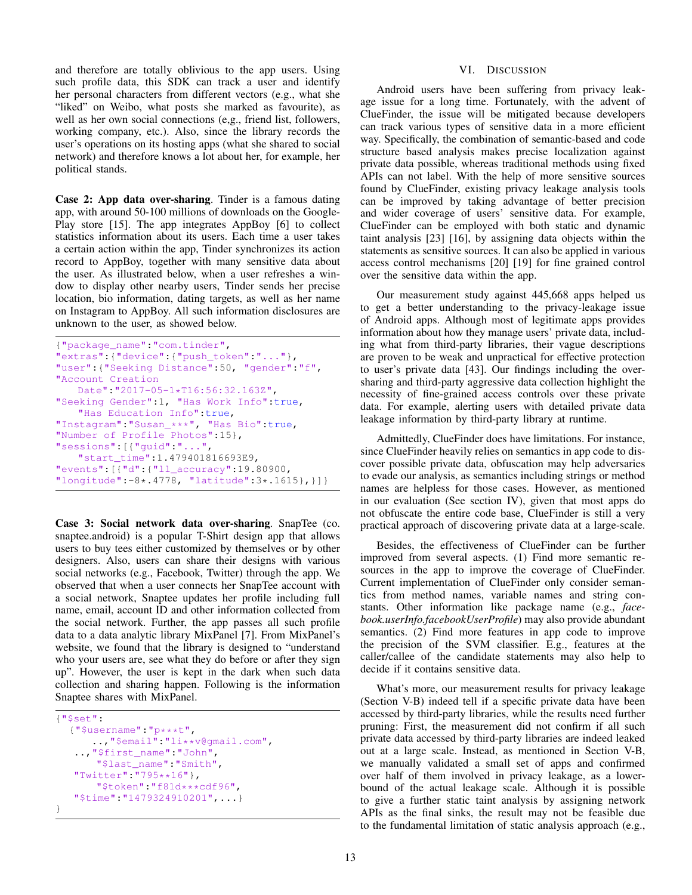and therefore are totally oblivious to the app users. Using such profile data, this SDK can track a user and identify her personal characters from different vectors (e.g., what she "liked" on Weibo, what posts she marked as favourite), as well as her own social connections (e,g., friend list, followers, working company, etc.). Also, since the library records the user's operations on its hosting apps (what she shared to social network) and therefore knows a lot about her, for example, her political stands.

**Case 2: App data over-sharing**. Tinder is a famous dating app, with around 50-100 millions of downloads on the Google-Play store [15]. The app integrates AppBoy [6] to collect statistics information about its users. Each time a user takes a certain action within the app, Tinder synchronizes its action record to AppBoy, together with many sensitive data about the user. As illustrated below, when a user refreshes a window to display other nearby users, Tinder sends her precise location, bio information, dating targets, as well as her name on Instagram to AppBoy. All such information disclosures are unknown to the user, as showed below.

```
{"package_name":"com.tinder",
"extras":{"device":{"push_token":"..."},
"user":{"Seeking Distance":50, "gender":"f",
"Account Creation
    Date":"2017-05-1*T16:56:32.163Z",
"Seeking Gender":1, "Has Work Info":true,
    "Has Education Info":true,
"Instagram":"Susan_***", "Has Bio":true,
"Number of Profile Photos":15},
"sessions":[{"guid":"...",
    "start_time":1.479401816693E9,
"events":[{"d":{"ll_accuracy":19.80900,
"longitude":-8*.4778, "latitude":3*.1615},}]}
```

**Case 3: Social network data over-sharing**. SnapTee (co. snaptee.android) is a popular T-Shirt design app that allows users to buy tees either customized by themselves or by other designers. Also, users can share their designs with various social networks (e.g., Facebook, Twitter) through the app. We observed that when a user connects her SnapTee account with a social network, Snaptee updates her profile including full name, email, account ID and other information collected from the social network. Further, the app passes all such profile data to a data analytic library MixPanel [7]. From MixPanel's website, we found that the library is designed to "understand who your users are, see what they do before or after they sign up". However, the user is kept in the dark when such data collection and sharing happen. Following is the information Snaptee shares with MixPanel.

```
{"$set":
  {"$username":"p***t",
     ..,"$email":"li**v@gmail.com",
  ..,"$first_name":"John",
     "$last_name":"Smith",
  "Twitter":"795**16"},
     "$token":"f81d***cdf96",
  "$time":"1479324910201",...}
}
```

## VI. Discussion

Android users have been suffering from privacy leakage issue for a long time. Fortunately, with the advent of ClueFinder, the issue will be mitigated because developers can track various types of sensitive data in a more efficient way. Specifically, the combination of semantic-based and code structure based analysis makes precise localization against private data possible, whereas traditional methods using fixed APIs can not label. With the help of more sensitive sources found by ClueFinder, existing privacy leakage analysis tools can be improved by taking advantage of better precision and wider coverage of users' sensitive data. For example, ClueFinder can be employed with both static and dynamic taint analysis [23] [16], by assigning data objects within the statements as sensitive sources. It can also be applied in various access control mechanisms [20] [19] for fine grained control over the sensitive data within the app.

Our measurement study against 445,668 apps helped us to get a better understanding to the privacy-leakage issue of Android apps. Although most of legitimate apps provides information about how they manage users' private data, including what from third-party libraries, their vague descriptions are proven to be weak and unpractical for effective protection to user's private data [43]. Our findings including the over-sharing and third-party aggressive data collection highlight the necessity of fine-grained access controls over these private data. For example, alerting users with detailed private data leakage information by third-party library at runtime.

Admittedly, ClueFinder does have limitations. For instance, since ClueFinder heavily relies on semantics in app code to discover possible private data, obfuscation may help adversaries to evade our analysis, as semantics including strings or method names are helpless for those cases. However, as mentioned in our evaluation (See section IV), given that most apps do not obfuscate the entire code base, ClueFinder is still a very practical approach of discovering private data at a large-scale.

Besides, the effectiveness of ClueFinder can be further improved from several aspects. (1) Find more semantic resources in the app to improve the coverage of ClueFinder. Current implementation of ClueFinder only consider semantics from method names, variable names and string constants. Other information like package name (e.g., *facebook.userInfo.facebookUserProfile*) may also provide abundant semantics. (2) Find more features in app code to improve the precision of the SVM classifier. E.g., features at the caller/callee of the candidate statements may also help to decide if it contains sensitive data.

What's more, our measurement results for privacy leakage (Section V-B) indeed tell if a specific private data have been accessed by third-party libraries, while the results need further pruning: First, the measurement did not confirm if all such private data accessed by third-party libraries are indeed leaked out at a large scale. Instead, as mentioned in Section V-B, we manually validated a small set of apps and confirmed over half of them involved in privacy leakage, as a lower-bound of the actual leakage scale. Although it is possible to give a further static taint analysis by assigning network APIs as the final sinks, the result may not be feasible due to the fundamental limitation of static analysis approach (e.g.,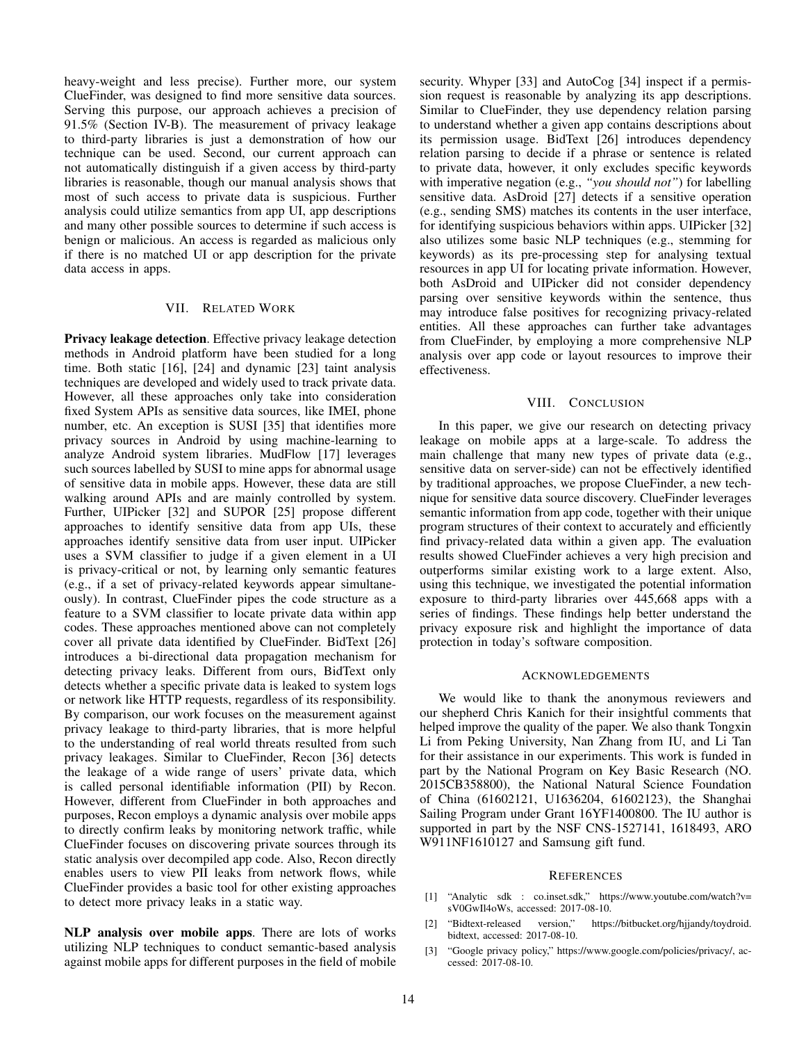heavy-weight and less precise). Further more, our system ClueFinder, was designed to find more sensitive data sources. Serving this purpose, our approach achieves a precision of 91.5% (Section IV-B). The measurement of privacy leakage to third-party libraries is just a demonstration of how our technique can be used. Second, our current approach can not automatically distinguish if a given access by third-party libraries is reasonable, though our manual analysis shows that most of such access to private data is suspicious. Further analysis could utilize semantics from app UI, app descriptions and many other possible sources to determine if such access is benign or malicious. An access is regarded as malicious only if there is no matched UI or app description for the private data access in apps.

## VII. Related Work

**Privacy leakage detection**. Effective privacy leakage detection methods in Android platform have been studied for a long time. Both static [16], [24] and dynamic [23] taint analysis techniques are developed and widely used to track private data. However, all these approaches only take into consideration fixed System APIs as sensitive data sources, like IMEI, phone number, etc. An exception is SUSI [35] that identifies more privacy sources in Android by using machine-learning to analyze Android system libraries. MudFlow [17] leverages such sources labelled by SUSI to mine apps for abnormal usage of sensitive data in mobile apps. However, these data are still walking around APIs and are mainly controlled by system. Further, UIPicker [32] and SUPOR [25] propose different approaches to identify sensitive data from app UIs, these approaches identify sensitive data from user input. UIPicker uses a SVM classifier to judge if a given element in a UI is privacy-critical or not, by learning only semantic features (e.g., if a set of privacy-related keywords appear simultaneously). In contrast, ClueFinder pipes the code structure as a feature to a SVM classifier to locate private data within app codes. These approaches mentioned above can not completely cover all private data identified by ClueFinder. BidText [26] introduces a bi-directional data propagation mechanism for detecting privacy leaks. Different from ours, BidText only detects whether a specific private data is leaked to system logs or network like HTTP requests, regardless of its responsibility. By comparison, our work focuses on the measurement against privacy leakage to third-party libraries, that is more helpful to the understanding of real world threats resulted from such privacy leakages. Similar to ClueFinder, Recon [36] detects the leakage of a wide range of users' private data, which is called personal identifiable information (PII) by Recon. However, different from ClueFinder in both approaches and purposes, Recon employs a dynamic analysis over mobile apps to directly confirm leaks by monitoring network traffic, while ClueFinder focuses on discovering private sources through its static analysis over decompiled app code. Also, Recon directly enables users to view PII leaks from network flows, while ClueFinder provides a basic tool for other existing approaches to detect more privacy leaks in a static way.

**NLP analysis over mobile apps**. There are lots of works utilizing NLP techniques to conduct semantic-based analysis against mobile apps for different purposes in the field of mobile security. Whyper [33] and AutoCog [34] inspect if a permission request is reasonable by analyzing its app descriptions. Similar to ClueFinder, they use dependency relation parsing to understand whether a given app contains descriptions about its permission usage. BidText [26] introduces dependency relation parsing to decide if a phrase or sentence is related to private data, however, it only excludes specific keywords with imperative negation (e.g., *"you should not"*) for labelling sensitive data. AsDroid [27] detects if a sensitive operation (e.g., sending SMS) matches its contents in the user interface, for identifying suspicious behaviors within apps. UIPicker [32] also utilizes some basic NLP techniques (e.g., stemming for keywords) as its pre-processing step for analysing textual resources in app UI for locating private information. However, both AsDroid and UIPicker did not consider dependency parsing over sensitive keywords within the sentence, thus may introduce false positives for recognizing privacy-related entities. All these approaches can further take advantages from ClueFinder, by employing a more comprehensive NLP analysis over app code or layout resources to improve their effectiveness.

## VIII. Conclusion

In this paper, we give our research on detecting privacy leakage on mobile apps at a large-scale. To address the main challenge that many new types of private data (e.g., sensitive data on server-side) can not be effectively identified by traditional approaches, we propose ClueFinder, a new technique for sensitive data source discovery. ClueFinder leverages semantic information from app code, together with their unique program structures of their context to accurately and efficiently find privacy-related data within a given app. The evaluation results showed ClueFinder achieves a very high precision and outperforms similar existing work to a large extent. Also, using this technique, we investigated the potential information exposure to third-party libraries over 445,668 apps with a series of findings. These findings help better understand the privacy exposure risk and highlight the importance of data protection in today's software composition.

## Acknowledgements

We would like to thank the anonymous reviewers and our shepherd Chris Kanich for their insightful comments that helped improve the quality of the paper. We also thank Tongxin Li from Peking University, Nan Zhang from IU, and Li Tan for their assistance in our experiments. This work is funded in part by the National Program on Key Basic Research (NO. 2015CB358800), the National Natural Science Foundation of China (61602121, U1636204, 61602123), the Shanghai Sailing Program under Grant 16YF1400800. The IU author is supported in part by the NSF CNS-1527141, 1618493, ARO W911NF1610127 and Samsung gift fund.

## References

[1] "Analytic sdk : co.inset.sdk," https://www.youtube.com/watch?v=sV0GwIl4oWs, accessed: 2017-08-10.

[2] "Bidtext-released version," https://bitbucket.org/hjjandy/toydroid.bidtext, accessed: 2017-08-10.

[3] "Google privacy policy," https://www.google.com/policies/privacy/, accessed: 2017-08-10.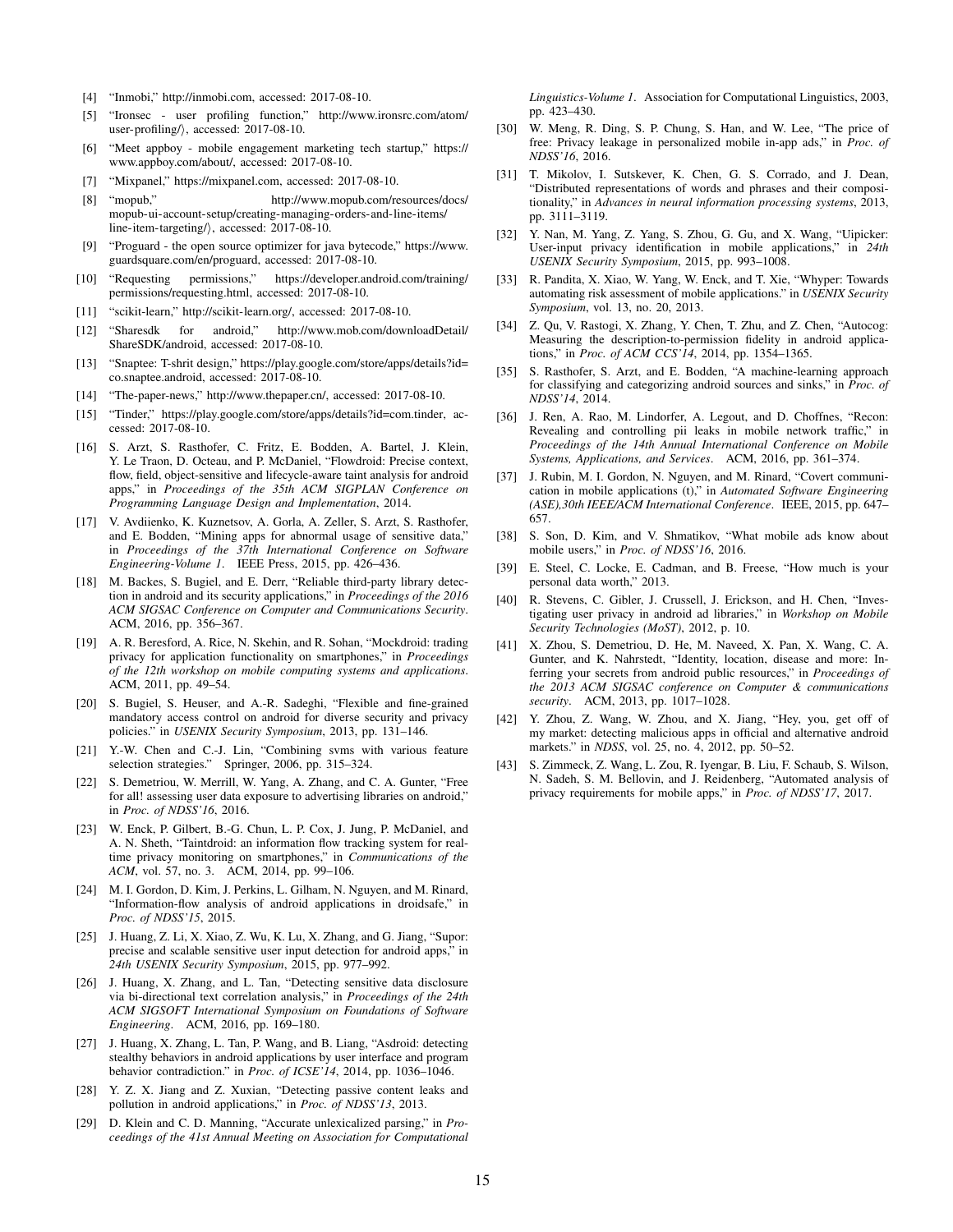[4] "Inmobi," http://inmobi.com, accessed: 2017-08-10.

[5] "Ironsec - user profiling function," http://www.ironsrc.com/atom/user-profiling/⟩, accessed: 2017-08-10.

[6] "Meet appboy - mobile engagement marketing tech startup," https://www.appboy.com/about/, accessed: 2017-08-10.

[7] "Mixpanel," https://mixpanel.com, accessed: 2017-08-10.

[8] "mopub," http://www.mopub.com/resources/docs/mopub-ui-account-setup/creating-managing-orders-and-line-items/line-item-targeting/⟩, accessed: 2017-08-10.

[9] "Proguard - the open source optimizer for java bytecode," https://www.guardsquare.com/en/proguard, accessed: 2017-08-10.

[10] "Requesting permissions," https://developer.android.com/training/permissions/requesting.html, accessed: 2017-08-10.

[11] "scikit-learn," http://scikit-learn.org/, accessed: 2017-08-10.

[12] "Sharesdk for android," http://www.mob.com/downloadDetail/ShareSDK/android, accessed: 2017-08-10.

[13] "Snaptee: T-shrit design," https://play.google.com/store/apps/details?id=co.snaptee.android, accessed: 2017-08-10.

[14] "The-paper-news," http://www.thepaper.cn/, accessed: 2017-08-10.

[15] "Tinder," https://play.google.com/store/apps/details?id=com.tinder, accessed: 2017-08-10.

[16] S. Arzt, S. Rasthofer, C. Fritz, E. Bodden, A. Bartel, J. Klein, Y. Le Traon, D. Octeau, and P. McDaniel, "Flowdroid: Precise context, flow, field, object-sensitive and lifecycle-aware taint analysis for android apps," in *Proceedings of the 35th ACM SIGPLAN Conference on Programming Language Design and Implementation*, 2014.

[17] V. Avdiienko, K. Kuznetsov, A. Gorla, A. Zeller, S. Arzt, S. Rasthofer, and E. Bodden, "Mining apps for abnormal usage of sensitive data," in *Proceedings of the 37th International Conference on Software Engineering-Volume 1*. IEEE Press, 2015, pp. 426–436.

[18] M. Backes, S. Bugiel, and E. Derr, "Reliable third-party library detection in android and its security applications," in *Proceedings of the 2016 ACM SIGSAC Conference on Computer and Communications Security*. ACM, 2016, pp. 356–367.

[19] A. R. Beresford, A. Rice, N. Skehin, and R. Sohan, "Mockdroid: trading privacy for application functionality on smartphones," in *Proceedings of the 12th workshop on mobile computing systems and applications*. ACM, 2011, pp. 49–54.

[20] S. Bugiel, S. Heuser, and A.-R. Sadeghi, "Flexible and fine-grained mandatory access control on android for diverse security and privacy policies." in *USENIX Security Symposium*, 2013, pp. 131–146.

[21] Y.-W. Chen and C.-J. Lin, "Combining svms with various feature selection strategies." Springer, 2006, pp. 315–324.

[22] S. Demetriou, W. Merrill, W. Yang, A. Zhang, and C. A. Gunter, "Free for all! assessing user data exposure to advertising libraries on android," in *Proc. of NDSS'16*, 2016.

[23] W. Enck, P. Gilbert, B.-G. Chun, L. P. Cox, J. Jung, P. McDaniel, and A. N. Sheth, "Taintdroid: an information flow tracking system for real-time privacy monitoring on smartphones," in *Communications of the ACM*, vol. 57, no. 3. ACM, 2014, pp. 99–106.

[24] M. I. Gordon, D. Kim, J. Perkins, L. Gilham, N. Nguyen, and M. Rinard, "Information-flow analysis of android applications in droidsafe," in *Proc. of NDSS'15*, 2015.

[25] J. Huang, Z. Li, X. Xiao, Z. Wu, K. Lu, X. Zhang, and G. Jiang, "Supor: precise and scalable sensitive user input detection for android apps," in *24th USENIX Security Symposium*, 2015, pp. 977–992.

[26] J. Huang, X. Zhang, and L. Tan, "Detecting sensitive data disclosure via bi-directional text correlation analysis," in *Proceedings of the 24th ACM SIGSOFT International Symposium on Foundations of Software Engineering*. ACM, 2016, pp. 169–180.

[27] J. Huang, X. Zhang, L. Tan, P. Wang, and B. Liang, "Asdroid: detecting stealthy behaviors in android applications by user interface and program behavior contradiction." in *Proc. of ICSE'14*, 2014, pp. 1036–1046.

[28] Y. Z. X. Jiang and Z. Xuxian, "Detecting passive content leaks and pollution in android applications," in *Proc. of NDSS'13*, 2013.

[29] D. Klein and C. D. Manning, "Accurate unlexicalized parsing," in *Proceedings of the 41st Annual Meeting on Association for Computational Linguistics-Volume 1*. Association for Computational Linguistics, 2003, pp. 423–430.

[30] W. Meng, R. Ding, S. P. Chung, S. Han, and W. Lee, "The price of free: Privacy leakage in personalized mobile in-app ads," in *Proc. of NDSS'16*, 2016.

[31] T. Mikolov, I. Sutskever, K. Chen, G. S. Corrado, and J. Dean, "Distributed representations of words and phrases and their compositionality," in *Advances in neural information processing systems*, 2013, pp. 3111–3119.

[32] Y. Nan, M. Yang, Z. Yang, S. Zhou, G. Gu, and X. Wang, "Uipicker: User-input privacy identification in mobile applications," in *24th USENIX Security Symposium*, 2015, pp. 993–1008.

[33] R. Pandita, X. Xiao, W. Yang, W. Enck, and T. Xie, "Whyper: Towards automating risk assessment of mobile applications." in *USENIX Security Symposium*, vol. 13, no. 20, 2013.

[34] Z. Qu, V. Rastogi, X. Zhang, Y. Chen, T. Zhu, and Z. Chen, "Autocog: Measuring the description-to-permission fidelity in android applications," in *Proc. of ACM CCS'14*, 2014, pp. 1354–1365.

[35] S. Rasthofer, S. Arzt, and E. Bodden, "A machine-learning approach for classifying and categorizing android sources and sinks," in *Proc. of NDSS'14*, 2014.

[36] J. Ren, A. Rao, M. Lindorfer, A. Legout, and D. Choffnes, "Recon: Revealing and controlling pii leaks in mobile network traffic," in *Proceedings of the 14th Annual International Conference on Mobile Systems, Applications, and Services*. ACM, 2016, pp. 361–374.

[37] J. Rubin, M. I. Gordon, N. Nguyen, and M. Rinard, "Covert communication in mobile applications (t)," in *Automated Software Engineering (ASE),30th IEEE/ACM International Conference*. IEEE, 2015, pp. 647–657.

[38] S. Son, D. Kim, and V. Shmatikov, "What mobile ads know about mobile users," in *Proc. of NDSS'16*, 2016.

[39] E. Steel, C. Locke, E. Cadman, and B. Freese, "How much is your personal data worth," 2013.

[40] R. Stevens, C. Gibler, J. Crussell, J. Erickson, and H. Chen, "Investigating user privacy in android ad libraries," in *Workshop on Mobile Security Technologies (MoST)*, 2012, p. 10.

[41] X. Zhou, S. Demetriou, D. He, M. Naveed, X. Pan, X. Wang, C. A. Gunter, and K. Nahrstedt, "Identity, location, disease and more: Inferring your secrets from android public resources," in *Proceedings of the 2013 ACM SIGSAC conference on Computer & communications security*. ACM, 2013, pp. 1017–1028.

[42] Y. Zhou, Z. Wang, W. Zhou, and X. Jiang, "Hey, you, get off of my market: detecting malicious apps in official and alternative android markets." in *NDSS*, vol. 25, no. 4, 2012, pp. 50–52.

[43] S. Zimmeck, Z. Wang, L. Zou, R. Iyengar, B. Liu, F. Schaub, S. Wilson, N. Sadeh, S. M. Bellovin, and J. Reidenberg, "Automated analysis of privacy requirements for mobile apps," in *Proc. of NDSS'17*, 2017.